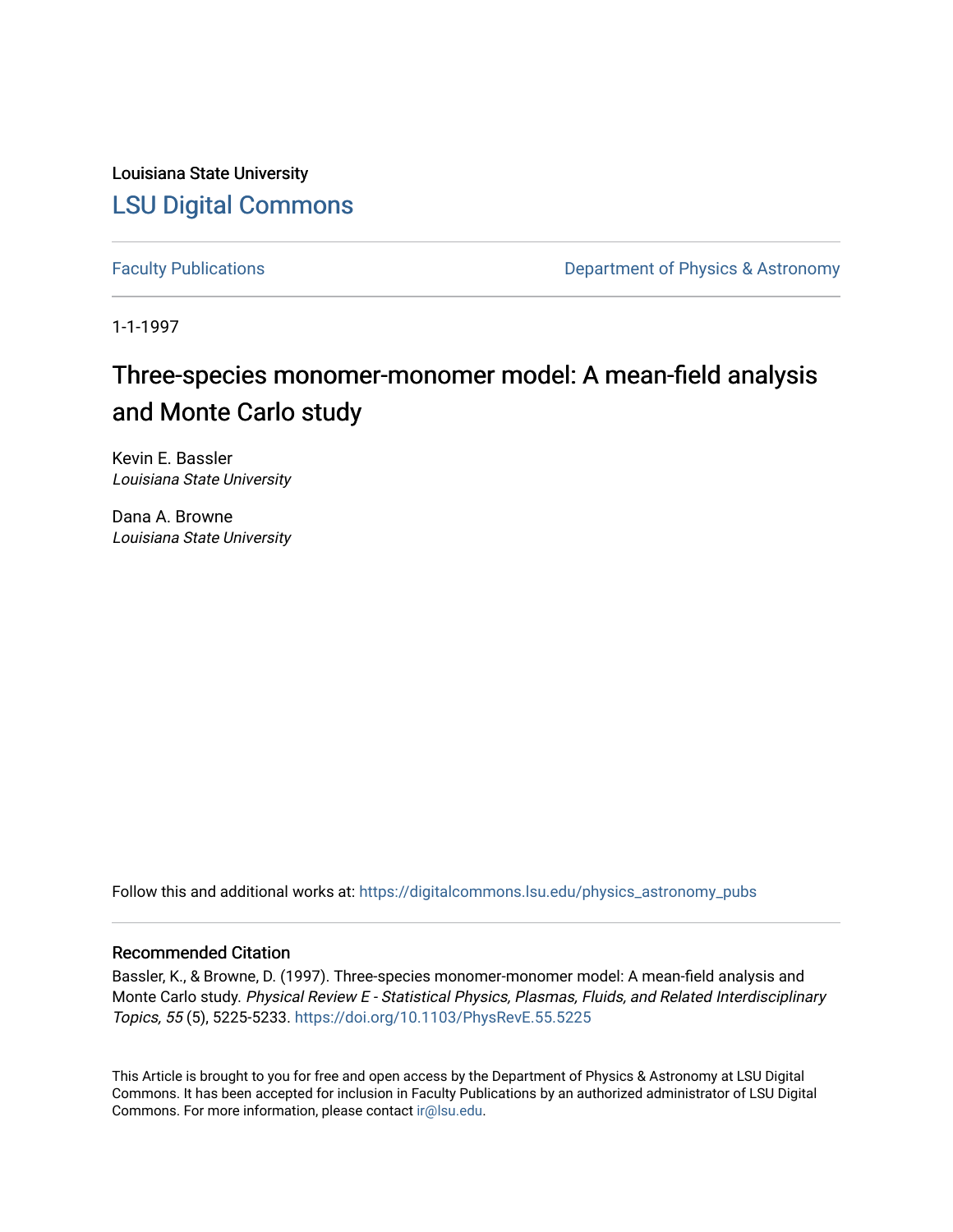Louisiana State University

LSU Digital Commons

Faculty Publications | Department of Physics & Astronomy

1-1-1997

# Three-species monomer-monomer model: A mean-field analysis and Monte Carlo study

Kevin E. Bassler
*Louisiana State University*

Dana A. Browne
*Louisiana State University*

Follow this and additional works at: https://digitalcommons.lsu.edu/physics_astronomy_pubs

## Recommended Citation

Bassler, K., & Browne, D. (1997). Three-species monomer-monomer model: A mean-field analysis and Monte Carlo study. *Physical Review E - Statistical Physics, Plasmas, Fluids, and Related Interdisciplinary Topics, 55* (5), 5225-5233. https://doi.org/10.1103/PhysRevE.55.5225

This Article is brought to you for free and open access by the Department of Physics & Astronomy at LSU Digital Commons. It has been accepted for inclusion in Faculty Publications by an authorized administrator of LSU Digital Commons. For more information, please contact ir@lsu.edu.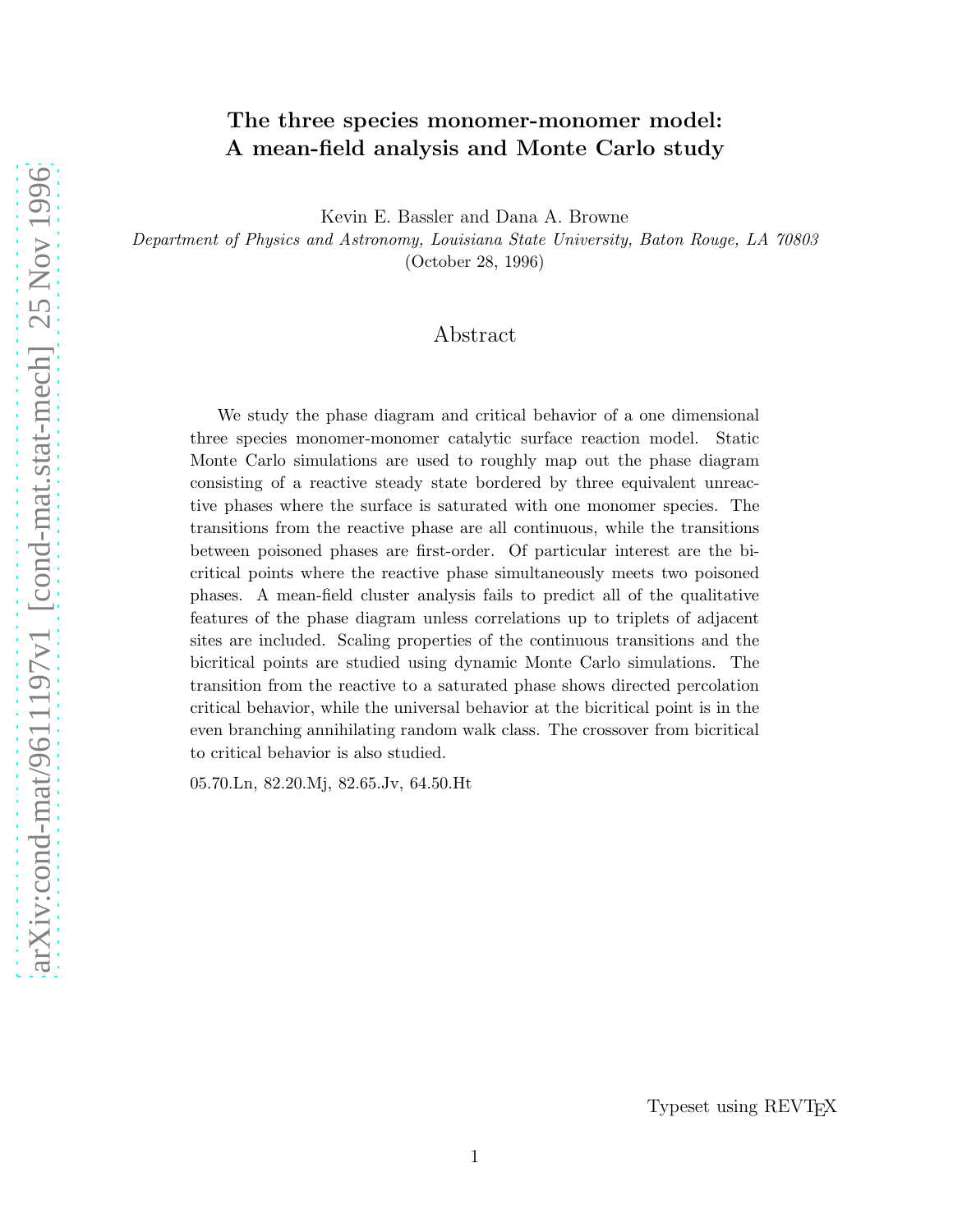# The three species monomer-monomer model: A mean-field analysis and Monte Carlo study

Kevin E. Bassler and Dana A. Browne

*Department of Physics and Astronomy, Louisiana State University, Baton Rouge, LA 70803*

(October 28, 1996)

## Abstract

We study the phase diagram and critical behavior of a one dimensional three species monomer-monomer catalytic surface reaction model. Static Monte Carlo simulations are used to roughly map out the phase diagram consisting of a reactive steady state bordered by three equivalent unreactive phases where the surface is saturated with one monomer species. The transitions from the reactive phase are all continuous, while the transitions between poisoned phases are first-order. Of particular interest are the bicritical points where the reactive phase simultaneously meets two poisoned phases. A mean-field cluster analysis fails to predict all of the qualitative features of the phase diagram unless correlations up to triplets of adjacent sites are included. Scaling properties of the continuous transitions and the bicritical points are studied using dynamic Monte Carlo simulations. The transition from the reactive to a saturated phase shows directed percolation critical behavior, while the universal behavior at the bicritical point is in the even branching annihilating random walk class. The crossover from bicritical to critical behavior is also studied.

05.70.Ln, 82.20.Mj, 82.65.Jv, 64.50.Ht

Typeset using REVTEX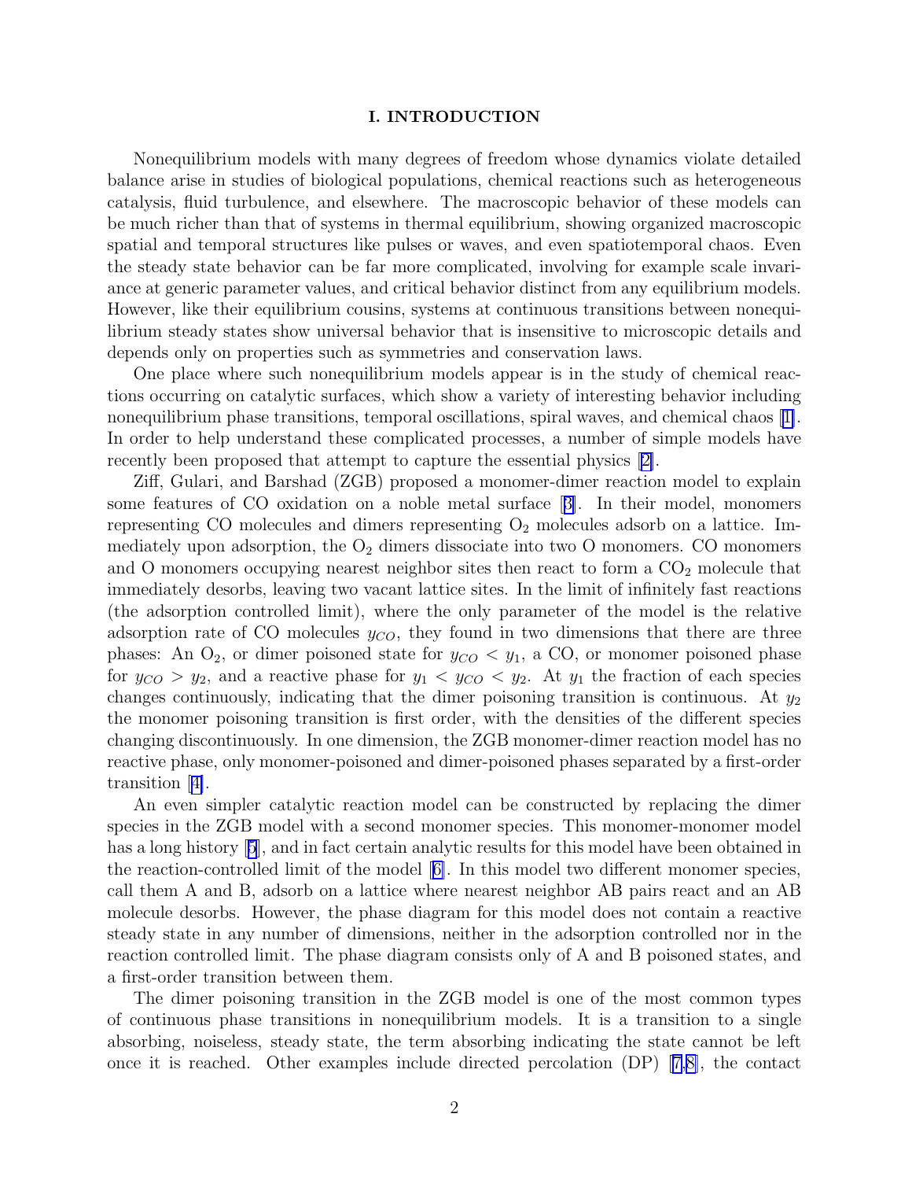## I. INTRODUCTION

Nonequilibrium models with many degrees of freedom whose dynamics violate detailed balance arise in studies of biological populations, chemical reactions such as heterogeneous catalysis, fluid turbulence, and elsewhere. The macroscopic behavior of these models can be much richer than that of systems in thermal equilibrium, showing organized macroscopic spatial and temporal structures like pulses or waves, and even spatiotemporal chaos. Even the steady state behavior can be far more complicated, involving for example scale invariance at generic parameter values, and critical behavior distinct from any equilibrium models. However, like their equilibrium cousins, systems at continuous transitions between nonequilibrium steady states show universal behavior that is insensitive to microscopic details and depends only on properties such as symmetries and conservation laws.

One place where such nonequilibrium models appear is in the study of chemical reactions occurring on catalytic surfaces, which show a variety of interesting behavior including nonequilibrium phase transitions, temporal oscillations, spiral waves, and chemical chaos [1]. In order to help understand these complicated processes, a number of simple models have recently been proposed that attempt to capture the essential physics [2].

Ziff, Gulari, and Barshad (ZGB) proposed a monomer-dimer reaction model to explain some features of CO oxidation on a noble metal surface [3]. In their model, monomers representing CO molecules and dimers representing $O_2$ molecules adsorb on a lattice. Immediately upon adsorption, the $O_2$ dimers dissociate into two O monomers. CO monomers and O monomers occupying nearest neighbor sites then react to form a $CO_2$ molecule that immediately desorbs, leaving two vacant lattice sites. In the limit of infinitely fast reactions (the adsorption controlled limit), where the only parameter of the model is the relative adsorption rate of CO molecules $y_{CO}$, they found in two dimensions that there are three phases: An $O_2$, or dimer poisoned state for $y_{CO} < y_1$, a CO, or monomer poisoned phase for $y_{CO} > y_2$, and a reactive phase for $y_1 < y_{CO} < y_2$. At $y_1$ the fraction of each species changes continuously, indicating that the dimer poisoning transition is continuous. At $y_2$ the monomer poisoning transition is first order, with the densities of the different species changing discontinuously. In one dimension, the ZGB monomer-dimer reaction model has no reactive phase, only monomer-poisoned and dimer-poisoned phases separated by a first-order transition [4].

An even simpler catalytic reaction model can be constructed by replacing the dimer species in the ZGB model with a second monomer species. This monomer-monomer model has a long history [5], and in fact certain analytic results for this model have been obtained in the reaction-controlled limit of the model [6]. In this model two different monomer species, call them A and B, adsorb on a lattice where nearest neighbor AB pairs react and an AB molecule desorbs. However, the phase diagram for this model does not contain a reactive steady state in any number of dimensions, neither in the adsorption controlled nor in the reaction controlled limit. The phase diagram consists only of A and B poisoned states, and a first-order transition between them.

The dimer poisoning transition in the ZGB model is one of the most common types of continuous phase transitions in nonequilibrium models. It is a transition to a single absorbing, noiseless, steady state, the term absorbing indicating the state cannot be left once it is reached. Other examples include directed percolation (DP) [7,8], the contact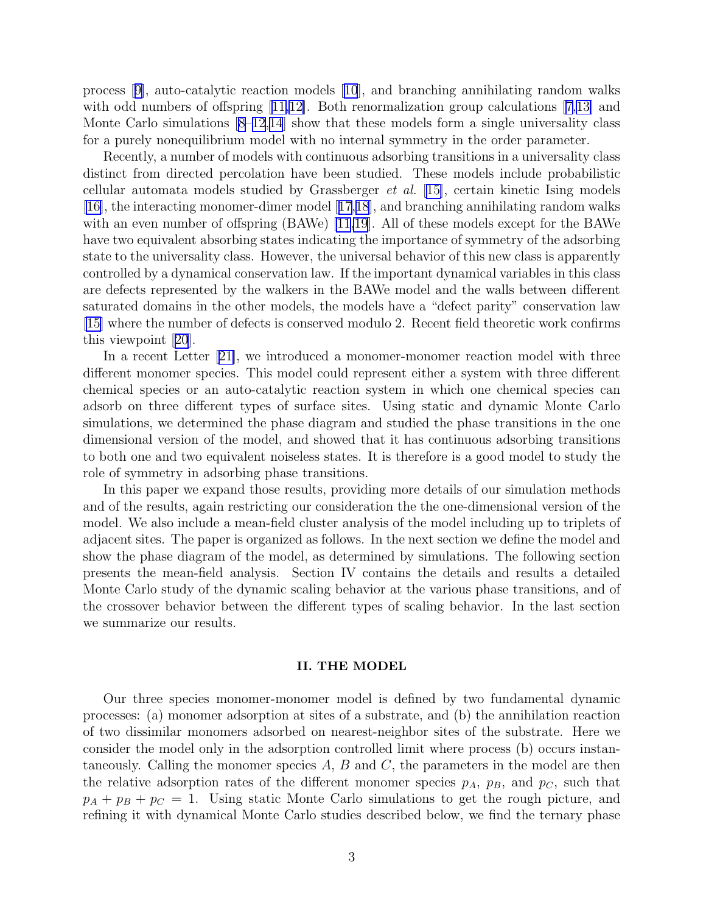process [9], auto-catalytic reaction models [10], and branching annihilating random walks with odd numbers of offspring [11,12]. Both renormalization group calculations [7,13] and Monte Carlo simulations [8–12,14] show that these models form a single universality class for a purely nonequilibrium model with no internal symmetry in the order parameter.

Recently, a number of models with continuous adsorbing transitions in a universality class distinct from directed percolation have been studied. These models include probabilistic cellular automata models studied by Grassberger *et al.* [15], certain kinetic Ising models [16], the interacting monomer-dimer model [17,18], and branching annihilating random walks with an even number of offspring (BAWe) [11,19]. All of these models except for the BAWe have two equivalent absorbing states indicating the importance of symmetry of the adsorbing state to the universality class. However, the universal behavior of this new class is apparently controlled by a dynamical conservation law. If the important dynamical variables in this class are defects represented by the walkers in the BAWe model and the walls between different saturated domains in the other models, the models have a "defect parity" conservation law [15] where the number of defects is conserved modulo 2. Recent field theoretic work confirms this viewpoint [20].

In a recent Letter [21], we introduced a monomer-monomer reaction model with three different monomer species. This model could represent either a system with three different chemical species or an auto-catalytic reaction system in which one chemical species can adsorb on three different types of surface sites. Using static and dynamic Monte Carlo simulations, we determined the phase diagram and studied the phase transitions in the one dimensional version of the model, and showed that it has continuous adsorbing transitions to both one and two equivalent noiseless states. It is therefore is a good model to study the role of symmetry in adsorbing phase transitions.

In this paper we expand those results, providing more details of our simulation methods and of the results, again restricting our consideration the the one-dimensional version of the model. We also include a mean-field cluster analysis of the model including up to triplets of adjacent sites. The paper is organized as follows. In the next section we define the model and show the phase diagram of the model, as determined by simulations. The following section presents the mean-field analysis. Section IV contains the details and results a detailed Monte Carlo study of the dynamic scaling behavior at the various phase transitions, and of the crossover behavior between the different types of scaling behavior. In the last section we summarize our results.

## II. THE MODEL

Our three species monomer-monomer model is defined by two fundamental dynamic processes: (a) monomer adsorption at sites of a substrate, and (b) the annihilation reaction of two dissimilar monomers adsorbed on nearest-neighbor sites of the substrate. Here we consider the model only in the adsorption controlled limit where process (b) occurs instantaneously. Calling the monomer species $A$, $B$ and $C$, the parameters in the model are then the relative adsorption rates of the different monomer species $p_A$, $p_B$, and $p_C$, such that $p_A + p_B + p_C = 1$. Using static Monte Carlo simulations to get the rough picture, and refining it with dynamical Monte Carlo studies described below, we find the ternary phase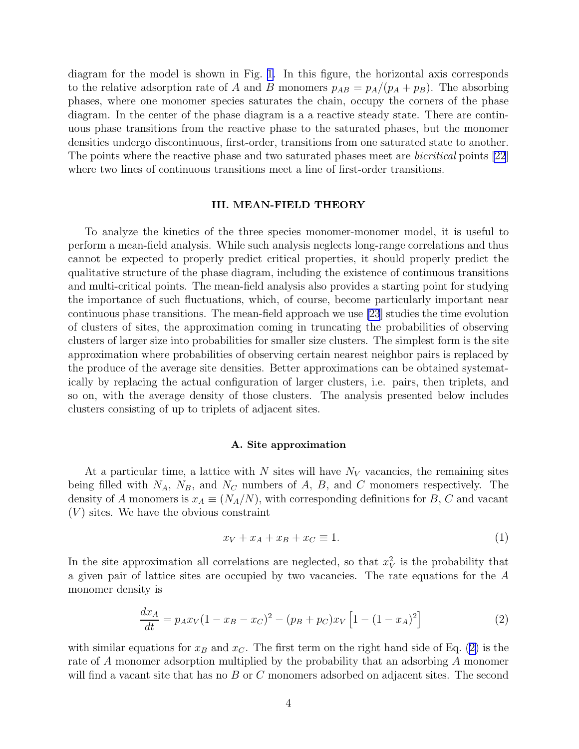diagram for the model is shown in Fig. 1. In this figure, the horizontal axis corresponds to the relative adsorption rate of $A$ and $B$ monomers $p_{AB} = p_A/(p_A + p_B)$. The absorbing phases, where one monomer species saturates the chain, occupy the corners of the phase diagram. In the center of the phase diagram is a a reactive steady state. There are continuous phase transitions from the reactive phase to the saturated phases, but the monomer densities undergo discontinuous, first-order, transitions from one saturated state to another. The points where the reactive phase and two saturated phases meet are *bicritical* points [22] where two lines of continuous transitions meet a line of first-order transitions.

## III. MEAN-FIELD THEORY

To analyze the kinetics of the three species monomer-monomer model, it is useful to perform a mean-field analysis. While such analysis neglects long-range correlations and thus cannot be expected to properly predict critical properties, it should properly predict the qualitative structure of the phase diagram, including the existence of continuous transitions and multi-critical points. The mean-field analysis also provides a starting point for studying the importance of such fluctuations, which, of course, become particularly important near continuous phase transitions. The mean-field approach we use [23] studies the time evolution of clusters of sites, the approximation coming in truncating the probabilities of observing clusters of larger size into probabilities for smaller size clusters. The simplest form is the site approximation where probabilities of observing certain nearest neighbor pairs is replaced by the produce of the average site densities. Better approximations can be obtained systematically by replacing the actual configuration of larger clusters, i.e. pairs, then triplets, and so on, with the average density of those clusters. The analysis presented below includes clusters consisting of up to triplets of adjacent sites.

### A. Site approximation

At a particular time, a lattice with $N$ sites will have $N_V$ vacancies, the remaining sites being filled with $N_A$, $N_B$, and $N_C$ numbers of $A$, $B$, and $C$ monomers respectively. The density of $A$ monomers is $x_A \equiv (N_A/N)$, with corresponding definitions for $B$, $C$ and vacant ($V$) sites. We have the obvious constraint

$$x_V + x_A + x_B + x_C \equiv 1. \tag{1}$$

In the site approximation all correlations are neglected, so that $x_V^2$ is the probability that a given pair of lattice sites are occupied by two vacancies. The rate equations for the $A$ monomer density is

$$\frac{dx_A}{dt} = p_A x_V (1 - x_B - x_C)^2 - (p_B + p_C) x_V \left[1 - (1 - x_A)^2\right] \tag{2}$$

with similar equations for $x_B$ and $x_C$. The first term on the right hand side of Eq. (2) is the rate of $A$ monomer adsorption multiplied by the probability that an adsorbing $A$ monomer will find a vacant site that has no $B$ or $C$ monomers adsorbed on adjacent sites. The second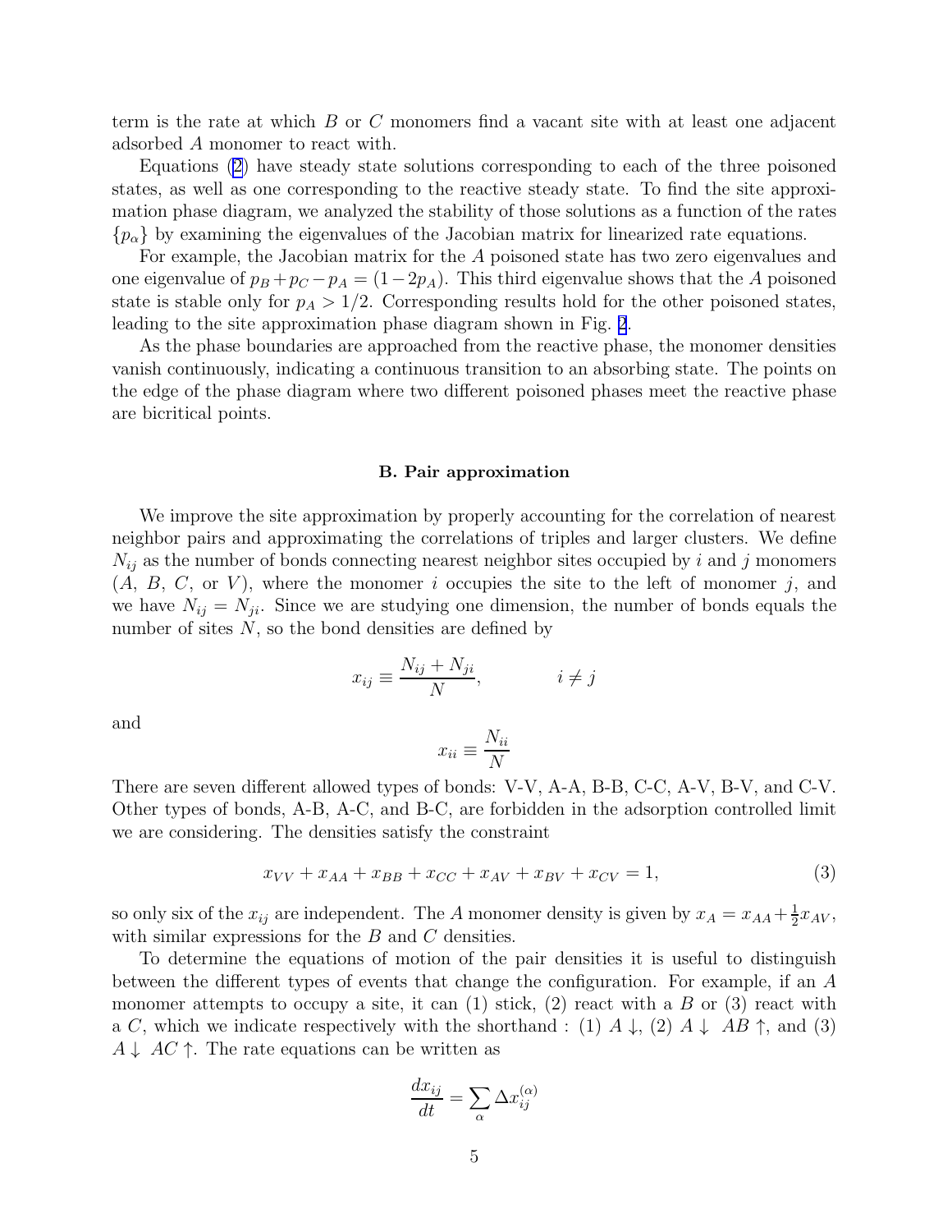term is the rate at which $B$ or $C$ monomers find a vacant site with at least one adjacent adsorbed $A$ monomer to react with.

Equations (2) have steady state solutions corresponding to each of the three poisoned states, as well as one corresponding to the reactive steady state. To find the site approximation phase diagram, we analyzed the stability of those solutions as a function of the rates $\{p_\alpha\}$ by examining the eigenvalues of the Jacobian matrix for linearized rate equations.

For example, the Jacobian matrix for the $A$ poisoned state has two zero eigenvalues and one eigenvalue of $p_B + p_C - p_A = (1 - 2p_A)$. This third eigenvalue shows that the $A$ poisoned state is stable only for $p_A > 1/2$. Corresponding results hold for the other poisoned states, leading to the site approximation phase diagram shown in Fig. 2.

As the phase boundaries are approached from the reactive phase, the monomer densities vanish continuously, indicating a continuous transition to an absorbing state. The points on the edge of the phase diagram where two different poisoned phases meet the reactive phase are bicritical points.

### B. Pair approximation

We improve the site approximation by properly accounting for the correlation of nearest neighbor pairs and approximating the correlations of triples and larger clusters. We define $N_{ij}$ as the number of bonds connecting nearest neighbor sites occupied by $i$ and $j$ monomers ($A$, $B$, $C$, or $V$), where the monomer $i$ occupies the site to the left of monomer $j$, and we have $N_{ij} = N_{ji}$. Since we are studying one dimension, the number of bonds equals the number of sites $N$, so the bond densities are defined by

$$x_{ij} \equiv \frac{N_{ij} + N_{ji}}{N}, \qquad\qquad i \neq j$$

and

$$x_{ii} \equiv \frac{N_{ii}}{N}$$

There are seven different allowed types of bonds: V-V, A-A, B-B, C-C, A-V, B-V, and C-V. Other types of bonds, A-B, A-C, and B-C, are forbidden in the adsorption controlled limit we are considering. The densities satisfy the constraint

$$x_{VV} + x_{AA} + x_{BB} + x_{CC} + x_{AV} + x_{BV} + x_{CV} = 1, \tag{3}$$

so only six of the $x_{ij}$ are independent. The $A$ monomer density is given by $x_A = x_{AA} + \frac{1}{2}x_{AV}$, with similar expressions for the $B$ and $C$ densities.

To determine the equations of motion of the pair densities it is useful to distinguish between the different types of events that change the configuration. For example, if an $A$ monomer attempts to occupy a site, it can (1) stick, (2) react with a $B$ or (3) react with a $C$, which we indicate respectively with the shorthand : (1) $A\downarrow$, (2) $A\downarrow\ AB\uparrow$, and (3) $A\downarrow\ AC\uparrow$. The rate equations can be written as

$$\frac{dx_{ij}}{dt} = \sum_\alpha \Delta x_{ij}^{(\alpha)}$$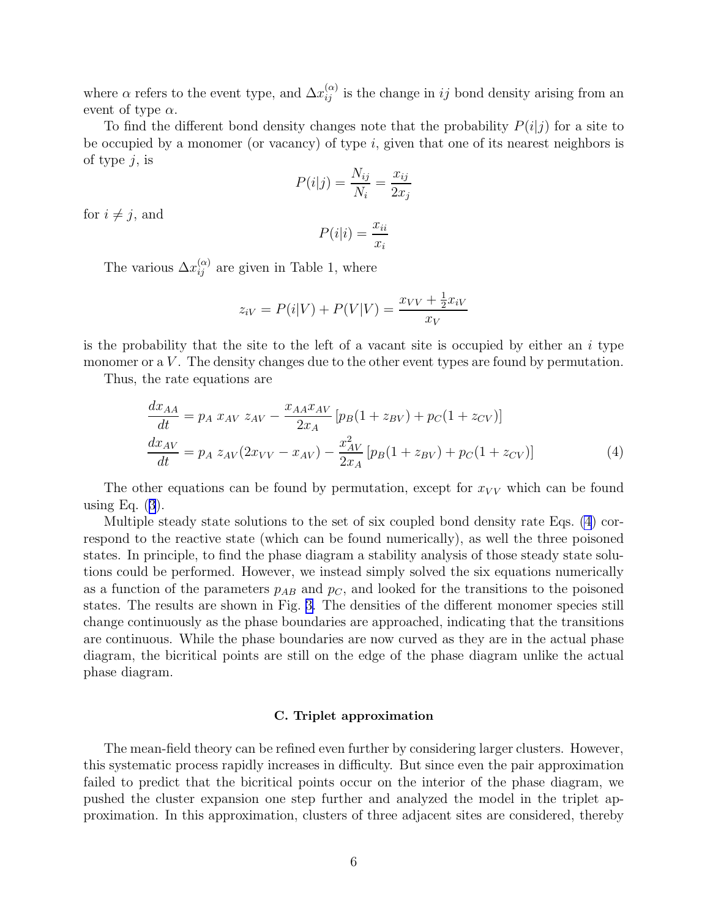where $\alpha$ refers to the event type, and $\Delta x_{ij}^{(\alpha)}$ is the change in $ij$ bond density arising from an event of type $\alpha$.

To find the different bond density changes note that the probability $P(i|j)$ for a site to be occupied by a monomer (or vacancy) of type $i$, given that one of its nearest neighbors is of type $j$, is

$$P(i|j) = \frac{N_{ij}}{N_i} = \frac{x_{ij}}{2x_j}$$

for $i \neq j$, and

$$P(i|i) = \frac{x_{ii}}{x_i}$$

The various $\Delta x_{ij}^{(\alpha)}$ are given in Table 1, where

$$z_{iV} = P(i|V) + P(V|V) = \frac{x_{VV} + \frac{1}{2}x_{iV}}{x_V}$$

is the probability that the site to the left of a vacant site is occupied by either an $i$ type monomer or a $V$. The density changes due to the other event types are found by permutation.

Thus, the rate equations are

$$\begin{aligned}
\frac{dx_{AA}}{dt} &= p_A \; x_{AV} \; z_{AV} - \frac{x_{AA}x_{AV}}{2x_A}\left[p_B(1 + z_{BV}) + p_C(1 + z_{CV})\right] \\
\frac{dx_{AV}}{dt} &= p_A \; z_{AV}(2x_{VV} - x_{AV}) - \frac{x_{AV}^2}{2x_A}\left[p_B(1 + z_{BV}) + p_C(1 + z_{CV})\right]
\end{aligned} \tag{4}$$

The other equations can be found by permutation, except for $x_{VV}$ which can be found using Eq. (3).

Multiple steady state solutions to the set of six coupled bond density rate Eqs. (4) correspond to the reactive state (which can be found numerically), as well the three poisoned states. In principle, to find the phase diagram a stability analysis of those steady state solutions could be performed. However, we instead simply solved the six equations numerically as a function of the parameters $p_{AB}$ and $p_C$, and looked for the transitions to the poisoned states. The results are shown in Fig. 3. The densities of the different monomer species still change continuously as the phase boundaries are approached, indicating that the transitions are continuous. While the phase boundaries are now curved as they are in the actual phase diagram, the bicritical points are still on the edge of the phase diagram unlike the actual phase diagram.

### C. Triplet approximation

The mean-field theory can be refined even further by considering larger clusters. However, this systematic process rapidly increases in difficulty. But since even the pair approximation failed to predict that the bicritical points occur on the interior of the phase diagram, we pushed the cluster expansion one step further and analyzed the model in the triplet approximation. In this approximation, clusters of three adjacent sites are considered, thereby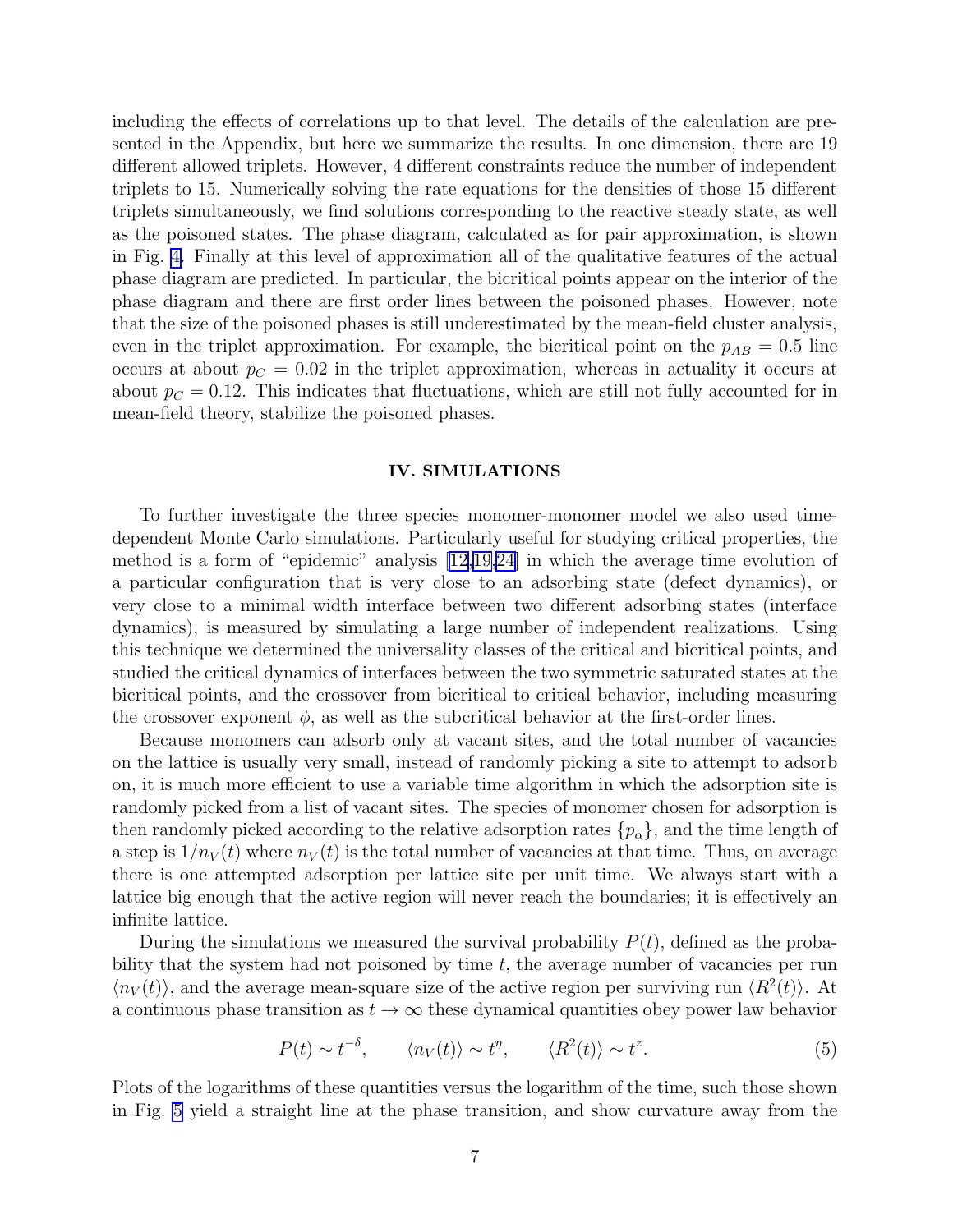including the effects of correlations up to that level. The details of the calculation are presented in the Appendix, but here we summarize the results. In one dimension, there are 19 different allowed triplets. However, 4 different constraints reduce the number of independent triplets to 15. Numerically solving the rate equations for the densities of those 15 different triplets simultaneously, we find solutions corresponding to the reactive steady state, as well as the poisoned states. The phase diagram, calculated as for pair approximation, is shown in Fig. 4. Finally at this level of approximation all of the qualitative features of the actual phase diagram are predicted. In particular, the bicritical points appear on the interior of the phase diagram and there are first order lines between the poisoned phases. However, note that the size of the poisoned phases is still underestimated by the mean-field cluster analysis, even in the triplet approximation. For example, the bicritical point on the $p_{AB} = 0.5$ line occurs at about $p_C = 0.02$ in the triplet approximation, whereas in actuality it occurs at about $p_C = 0.12$. This indicates that fluctuations, which are still not fully accounted for in mean-field theory, stabilize the poisoned phases.

## IV. SIMULATIONS

To further investigate the three species monomer-monomer model we also used time-dependent Monte Carlo simulations. Particularly useful for studying critical properties, the method is a form of "epidemic" analysis [12,19,24] in which the average time evolution of a particular configuration that is very close to an adsorbing state (defect dynamics), or very close to a minimal width interface between two different adsorbing states (interface dynamics), is measured by simulating a large number of independent realizations. Using this technique we determined the universality classes of the critical and bicritical points, and studied the critical dynamics of interfaces between the two symmetric saturated states at the bicritical points, and the crossover from bicritical to critical behavior, including measuring the crossover exponent $\phi$, as well as the subcritical behavior at the first-order lines.

Because monomers can adsorb only at vacant sites, and the total number of vacancies on the lattice is usually very small, instead of randomly picking a site to attempt to adsorb on, it is much more efficient to use a variable time algorithm in which the adsorption site is randomly picked from a list of vacant sites. The species of monomer chosen for adsorption is then randomly picked according to the relative adsorption rates $\{p_\alpha\}$, and the time length of a step is $1/n_V(t)$ where $n_V(t)$ is the total number of vacancies at that time. Thus, on average there is one attempted adsorption per lattice site per unit time. We always start with a lattice big enough that the active region will never reach the boundaries; it is effectively an infinite lattice.

During the simulations we measured the survival probability $P(t)$, defined as the probability that the system had not poisoned by time $t$, the average number of vacancies per run $\langle n_V(t)\rangle$, and the average mean-square size of the active region per surviving run $\langle R^2(t)\rangle$. At a continuous phase transition as $t \to \infty$ these dynamical quantities obey power law behavior

$$P(t) \sim t^{-\delta}, \qquad \langle n_V(t)\rangle \sim t^{\eta}, \qquad \langle R^2(t)\rangle \sim t^{z}. \tag{5}$$

Plots of the logarithms of these quantities versus the logarithm of the time, such those shown in Fig. 5 yield a straight line at the phase transition, and show curvature away from the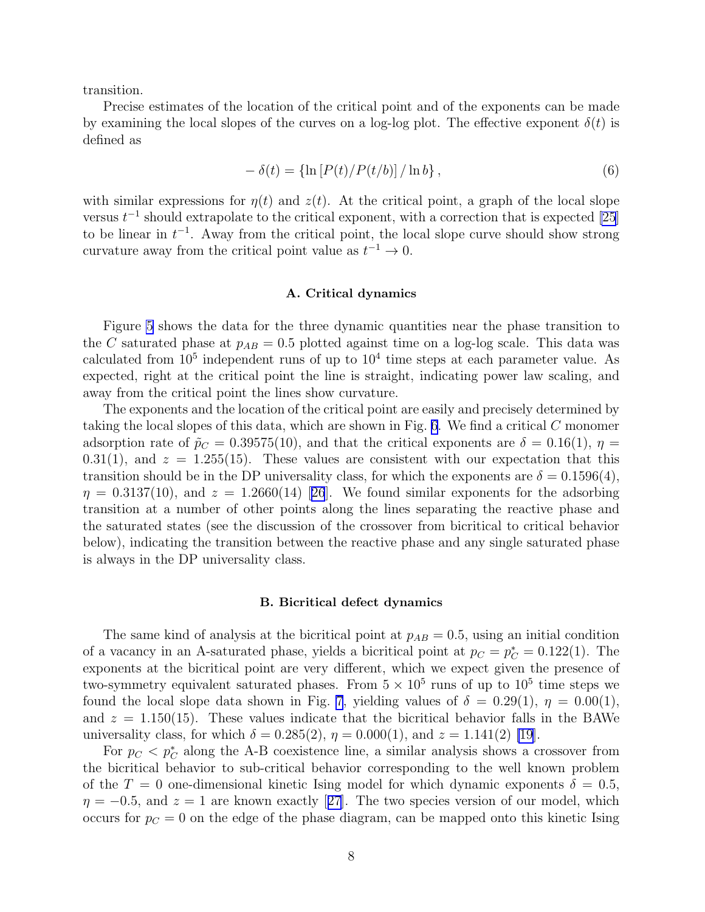transition.

Precise estimates of the location of the critical point and of the exponents can be made by examining the local slopes of the curves on a log-log plot. The effective exponent $\delta(t)$ is defined as

$$-\delta(t) = \{\ln [P(t)/P(t/b)] / \ln b\}, \tag{6}$$

with similar expressions for $\eta(t)$ and $z(t)$. At the critical point, a graph of the local slope versus $t^{-1}$ should extrapolate to the critical exponent, with a correction that is expected [25] to be linear in $t^{-1}$. Away from the critical point, the local slope curve should show strong curvature away from the critical point value as $t^{-1} \to 0$.

### A. Critical dynamics

Figure 5 shows the data for the three dynamic quantities near the phase transition to the $C$ saturated phase at $p_{AB} = 0.5$ plotted against time on a log-log scale. This data was calculated from $10^5$ independent runs of up to $10^4$ time steps at each parameter value. As expected, right at the critical point the line is straight, indicating power law scaling, and away from the critical point the lines show curvature.

The exponents and the location of the critical point are easily and precisely determined by taking the local slopes of this data, which are shown in Fig. 6. We find a critical $C$ monomer adsorption rate of $\tilde{p}_C = 0.39575(10)$, and that the critical exponents are $\delta = 0.16(1)$, $\eta = 0.31(1)$, and $z = 1.255(15)$. These values are consistent with our expectation that this transition should be in the DP universality class, for which the exponents are $\delta = 0.1596(4)$, $\eta = 0.3137(10)$, and $z = 1.2660(14)$ [26]. We found similar exponents for the adsorbing transition at a number of other points along the lines separating the reactive phase and the saturated states (see the discussion of the crossover from bicritical to critical behavior below), indicating the transition between the reactive phase and any single saturated phase is always in the DP universality class.

### B. Bicritical defect dynamics

The same kind of analysis at the bicritical point at $p_{AB} = 0.5$, using an initial condition of a vacancy in an A-saturated phase, yields a bicritical point at $p_C = p_C^* = 0.122(1)$. The exponents at the bicritical point are very different, which we expect given the presence of two-symmetry equivalent saturated phases. From $5 \times 10^5$ runs of up to $10^5$ time steps we found the local slope data shown in Fig. 7, yielding values of $\delta = 0.29(1)$, $\eta = 0.00(1)$, and $z = 1.150(15)$. These values indicate that the bicritical behavior falls in the BAWe universality class, for which $\delta = 0.285(2)$, $\eta = 0.000(1)$, and $z = 1.141(2)$ [19].

For $p_C < p_C^*$ along the A-B coexistence line, a similar analysis shows a crossover from the bicritical behavior to sub-critical behavior corresponding to the well known problem of the $T = 0$ one-dimensional kinetic Ising model for which dynamic exponents $\delta = 0.5$, $\eta = -0.5$, and $z = 1$ are known exactly [27]. The two species version of our model, which occurs for $p_C = 0$ on the edge of the phase diagram, can be mapped onto this kinetic Ising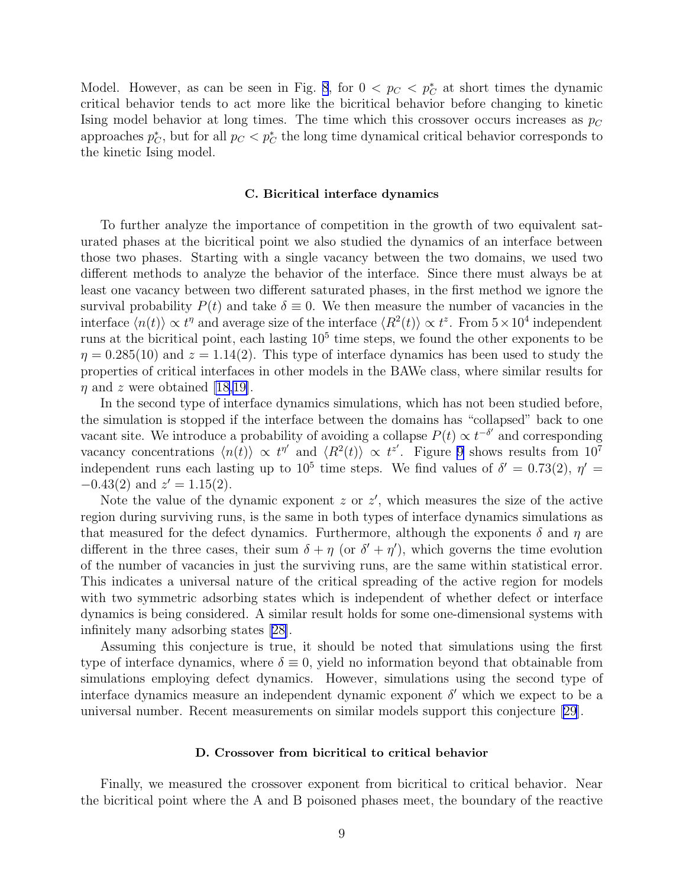Model. However, as can be seen in Fig. 8, for $0 < p_C < p_C^*$ at short times the dynamic critical behavior tends to act more like the bicritical behavior before changing to kinetic Ising model behavior at long times. The time which this crossover occurs increases as $p_C$ approaches $p_C^*$, but for all $p_C < p_C^*$ the long time dynamical critical behavior corresponds to the kinetic Ising model.

### C. Bicritical interface dynamics

To further analyze the importance of competition in the growth of two equivalent saturated phases at the bicritical point we also studied the dynamics of an interface between those two phases. Starting with a single vacancy between the two domains, we used two different methods to analyze the behavior of the interface. Since there must always be at least one vacancy between two different saturated phases, in the first method we ignore the survival probability $P(t)$ and take $\delta \equiv 0$. We then measure the number of vacancies in the interface $\langle n(t) \rangle \propto t^{\eta}$ and average size of the interface $\langle R^2(t) \rangle \propto t^{z}$. From $5 \times 10^4$ independent runs at the bicritical point, each lasting $10^5$ time steps, we found the other exponents to be $\eta = 0.285(10)$ and $z = 1.14(2)$. This type of interface dynamics has been used to study the properties of critical interfaces in other models in the BAWe class, where similar results for $\eta$ and $z$ were obtained [18,19].

In the second type of interface dynamics simulations, which has not been studied before, the simulation is stopped if the interface between the domains has "collapsed" back to one vacant site. We introduce a probability of avoiding a collapse $P(t) \propto t^{-\delta'}$ and corresponding vacancy concentrations $\langle n(t) \rangle \propto t^{\eta'}$ and $\langle R^2(t) \rangle \propto t^{z'}$. Figure 9 shows results from $10^7$ independent runs each lasting up to $10^5$ time steps. We find values of $\delta' = 0.73(2)$, $\eta' = -0.43(2)$ and $z' = 1.15(2)$.

Note the value of the dynamic exponent $z$ or $z'$, which measures the size of the active region during surviving runs, is the same in both types of interface dynamics simulations as that measured for the defect dynamics. Furthermore, although the exponents $\delta$ and $\eta$ are different in the three cases, their sum $\delta + \eta$ (or $\delta' + \eta'$), which governs the time evolution of the number of vacancies in just the surviving runs, are the same within statistical error. This indicates a universal nature of the critical spreading of the active region for models with two symmetric adsorbing states which is independent of whether defect or interface dynamics is being considered. A similar result holds for some one-dimensional systems with infinitely many adsorbing states [28].

Assuming this conjecture is true, it should be noted that simulations using the first type of interface dynamics, where $\delta \equiv 0$, yield no information beyond that obtainable from simulations employing defect dynamics. However, simulations using the second type of interface dynamics measure an independent dynamic exponent $\delta'$ which we expect to be a universal number. Recent measurements on similar models support this conjecture [29].

### D. Crossover from bicritical to critical behavior

Finally, we measured the crossover exponent from bicritical to critical behavior. Near the bicritical point where the A and B poisoned phases meet, the boundary of the reactive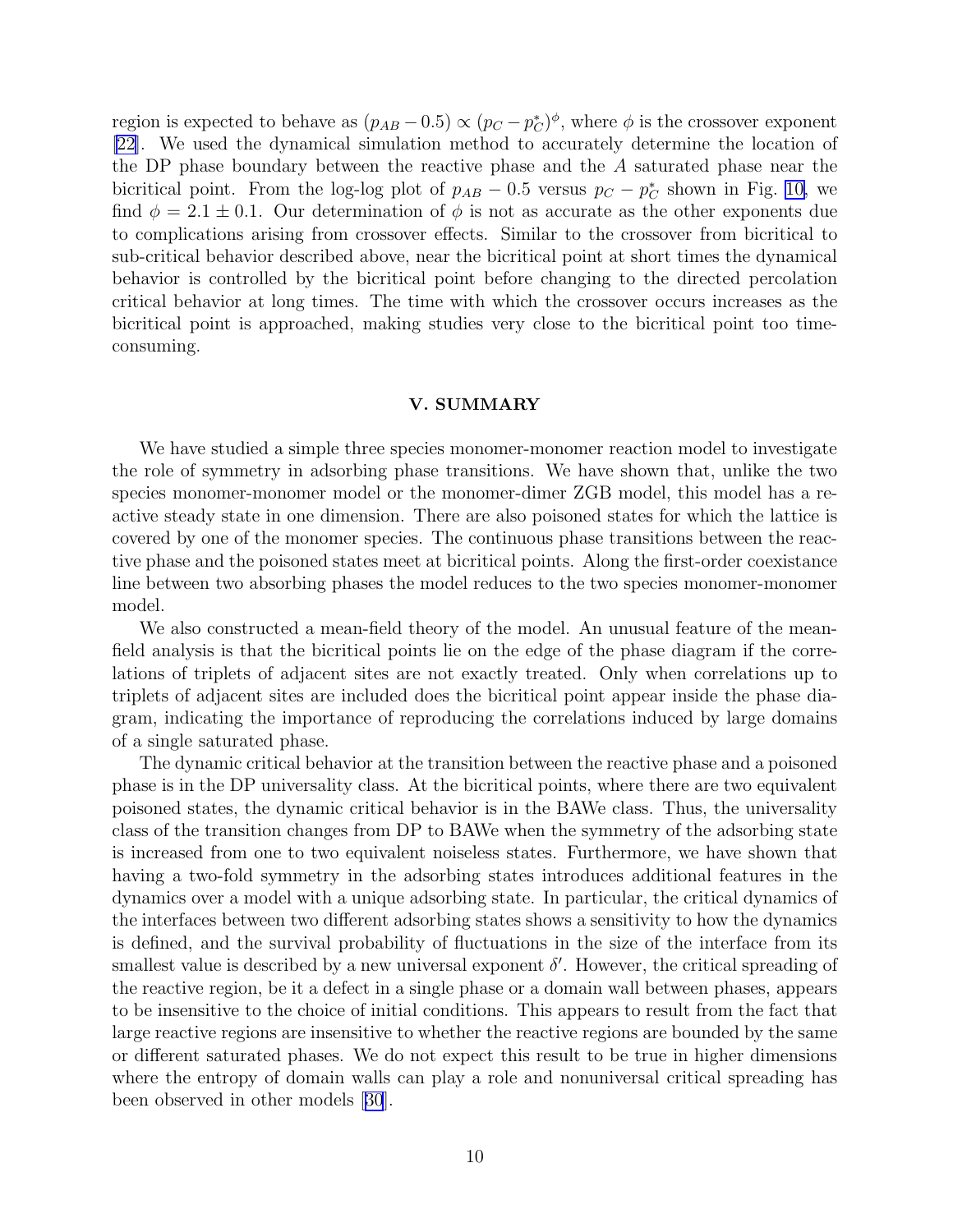region is expected to behave as $(p_{AB} - 0.5) \propto (p_C - p_C^*)^\phi$, where $\phi$ is the crossover exponent [22]. We used the dynamical simulation method to accurately determine the location of the DP phase boundary between the reactive phase and the $A$ saturated phase near the bicritical point. From the log-log plot of $p_{AB} - 0.5$ versus $p_C - p_C^*$ shown in Fig. 10, we find $\phi = 2.1 \pm 0.1$. Our determination of $\phi$ is not as accurate as the other exponents due to complications arising from crossover effects. Similar to the crossover from bicritical to sub-critical behavior described above, near the bicritical point at short times the dynamical behavior is controlled by the bicritical point before changing to the directed percolation critical behavior at long times. The time with which the crossover occurs increases as the bicritical point is approached, making studies very close to the bicritical point too time-consuming.

## V. SUMMARY

We have studied a simple three species monomer-monomer reaction model to investigate the role of symmetry in adsorbing phase transitions. We have shown that, unlike the two species monomer-monomer model or the monomer-dimer ZGB model, this model has a reactive steady state in one dimension. There are also poisoned states for which the lattice is covered by one of the monomer species. The continuous phase transitions between the reactive phase and the poisoned states meet at bicritical points. Along the first-order coexistance line between two absorbing phases the model reduces to the two species monomer-monomer model.

We also constructed a mean-field theory of the model. An unusual feature of the mean-field analysis is that the bicritical points lie on the edge of the phase diagram if the correlations of triplets of adjacent sites are not exactly treated. Only when correlations up to triplets of adjacent sites are included does the bicritical point appear inside the phase diagram, indicating the importance of reproducing the correlations induced by large domains of a single saturated phase.

The dynamic critical behavior at the transition between the reactive phase and a poisoned phase is in the DP universality class. At the bicritical points, where there are two equivalent poisoned states, the dynamic critical behavior is in the BAWe class. Thus, the universality class of the transition changes from DP to BAWe when the symmetry of the adsorbing state is increased from one to two equivalent noiseless states. Furthermore, we have shown that having a two-fold symmetry in the adsorbing states introduces additional features in the dynamics over a model with a unique adsorbing state. In particular, the critical dynamics of the interfaces between two different adsorbing states shows a sensitivity to how the dynamics is defined, and the survival probability of fluctuations in the size of the interface from its smallest value is described by a new universal exponent $\delta'$. However, the critical spreading of the reactive region, be it a defect in a single phase or a domain wall between phases, appears to be insensitive to the choice of initial conditions. This appears to result from the fact that large reactive regions are insensitive to whether the reactive regions are bounded by the same or different saturated phases. We do not expect this result to be true in higher dimensions where the entropy of domain walls can play a role and nonuniversal critical spreading has been observed in other models [30].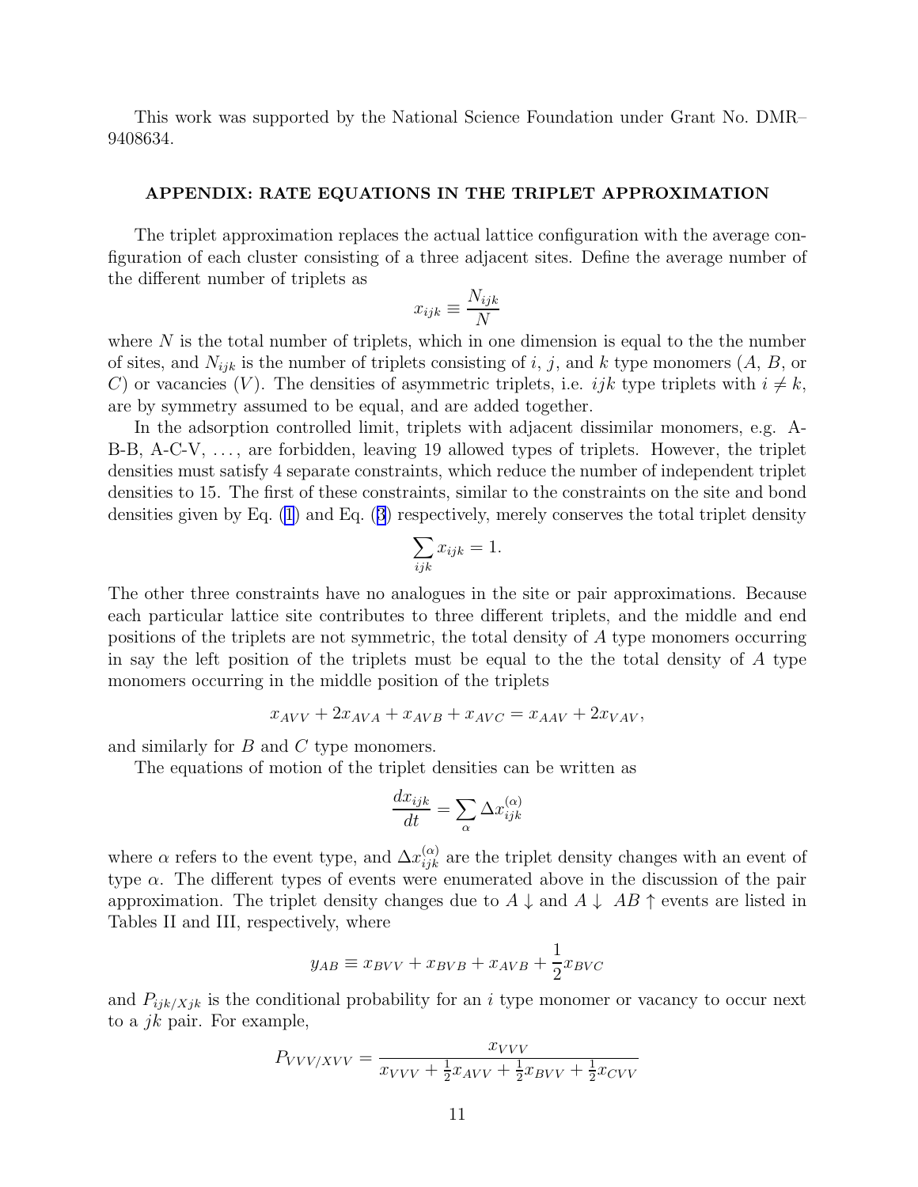This work was supported by the National Science Foundation under Grant No. DMR–9408634.

## APPENDIX: RATE EQUATIONS IN THE TRIPLET APPROXIMATION

The triplet approximation replaces the actual lattice configuration with the average configuration of each cluster consisting of a three adjacent sites. Define the average number of the different number of triplets as

$$x_{ijk} \equiv \frac{N_{ijk}}{N}$$

where $N$ is the total number of triplets, which in one dimension is equal to the the number of sites, and $N_{ijk}$ is the number of triplets consisting of $i$, $j$, and $k$ type monomers ($A$, $B$, or $C$) or vacancies ($V$). The densities of asymmetric triplets, i.e. $ijk$ type triplets with $i \neq k$, are by symmetry assumed to be equal, and are added together.

In the adsorption controlled limit, triplets with adjacent dissimilar monomers, e.g. A-B-B, A-C-V, ..., are forbidden, leaving 19 allowed types of triplets. However, the triplet densities must satisfy 4 separate constraints, which reduce the number of independent triplet densities to 15. The first of these constraints, similar to the constraints on the site and bond densities given by Eq. (1) and Eq. (3) respectively, merely conserves the total triplet density

$$\sum_{ijk} x_{ijk} = 1.$$

The other three constraints have no analogues in the site or pair approximations. Because each particular lattice site contributes to three different triplets, and the middle and end positions of the triplets are not symmetric, the total density of $A$ type monomers occurring in say the left position of the triplets must be equal to the the total density of $A$ type monomers occurring in the middle position of the triplets

$$x_{AVV} + 2x_{AVA} + x_{AVB} + x_{AVC} = x_{AAV} + 2x_{VAV},$$

and similarly for $B$ and $C$ type monomers.

The equations of motion of the triplet densities can be written as

$$\frac{dx_{ijk}}{dt} = \sum_{\alpha} \Delta x_{ijk}^{(\alpha)}$$

where $\alpha$ refers to the event type, and $\Delta x_{ijk}^{(\alpha)}$ are the triplet density changes with an event of type $\alpha$. The different types of events were enumerated above in the discussion of the pair approximation. The triplet density changes due to $A\downarrow$ and $A\downarrow\ AB\uparrow$ events are listed in Tables II and III, respectively, where

$$y_{AB} \equiv x_{BVV} + x_{BVB} + x_{AVB} + \frac{1}{2}x_{BVC}$$

and $P_{ijk/Xjk}$ is the conditional probability for an $i$ type monomer or vacancy to occur next to a $jk$ pair. For example,

$$P_{VVV/XVV} = \frac{x_{VVV}}{x_{VVV} + \frac{1}{2}x_{AVV} + \frac{1}{2}x_{BVV} + \frac{1}{2}x_{CVV}}$$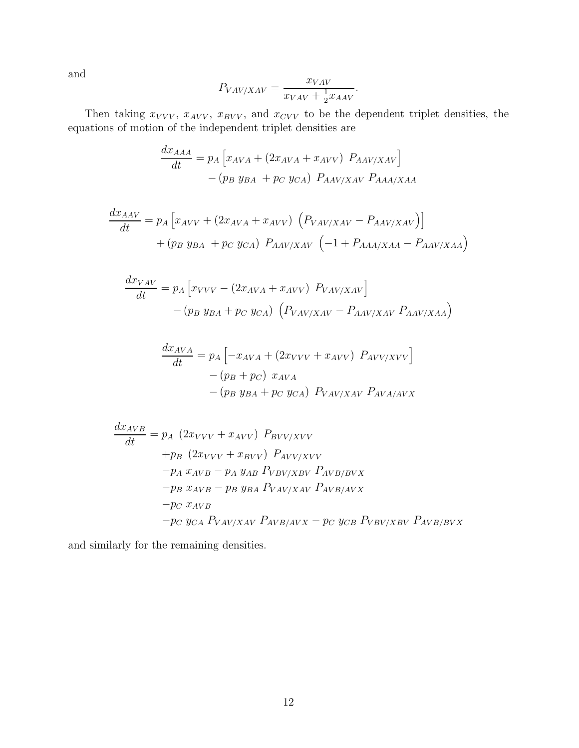and

$$P_{VAV/XAV} = \frac{x_{VAV}}{x_{VAV} + \frac{1}{2}x_{AAV}}.$$

Then taking $x_{VVV}$, $x_{AVV}$, $x_{BVV}$, and $x_{CVV}$ to be the dependent triplet densities, the equations of motion of the independent triplet densities are

$$\begin{aligned}\frac{dx_{AAA}}{dt} &= p_A \left[ x_{AVA} + (2x_{AVA} + x_{AVV}) \ P_{AAV/XAV} \right] \\ &\quad - (p_B \ y_{BA} \ + p_C \ y_{CA}) \ P_{AAV/XAV} \ P_{AAA/XAA}\end{aligned}$$

$$\begin{aligned}\frac{dx_{AAV}}{dt} &= p_A \left[ x_{AVV} + (2x_{AVA} + x_{AVV}) \ \left( P_{VAV/XAV} - P_{AAV/XAV} \right) \right] \\ &\quad + (p_B \ y_{BA} \ + p_C \ y_{CA}) \ P_{AAV/XAV} \ \left( -1 + P_{AAA/XAA} - P_{AAV/XAA} \right)\end{aligned}$$

$$\begin{aligned}\frac{dx_{VAV}}{dt} &= p_A \left[ x_{VVV} - (2x_{AVA} + x_{AVV}) \ P_{VAV/XAV} \right] \\ &\quad - (p_B \ y_{BA} + p_C \ y_{CA}) \ \left( P_{VAV/XAV} - P_{AAV/XAV} \ P_{AAV/XAA} \right)\end{aligned}$$

$$\begin{aligned}\frac{dx_{AVA}}{dt} &= p_A \left[ -x_{AVA} + (2x_{VVV} + x_{AVV}) \ P_{AVV/XVV} \right] \\ &\quad - (p_B + p_C) \ x_{AVA} \\ &\quad - (p_B \ y_{BA} + p_C \ y_{CA}) \ P_{VAV/XAV} \ P_{AVA/AVX}\end{aligned}$$

$$\begin{aligned}\frac{dx_{AVB}}{dt} = &\ p_A \ (2x_{VVV} + x_{AVV}) \ P_{BVV/XVV} \\ &+ p_B \ (2x_{VVV} + x_{BVV}) \ P_{AVV/XVV} \\ &- p_A \ x_{AVB} - p_A \ y_{AB} \ P_{VBV/XBV} \ P_{AVB/BVX} \\ &- p_B \ x_{AVB} - p_B \ y_{BA} \ P_{VAV/XAV} \ P_{AVB/AVX} \\ &- p_C \ x_{AVB} \\ &- p_C \ y_{CA} \ P_{VAV/XAV} \ P_{AVB/AVX} - p_C \ y_{CB} \ P_{VBV/XBV} \ P_{AVB/BVX}\end{aligned}$$

and similarly for the remaining densities.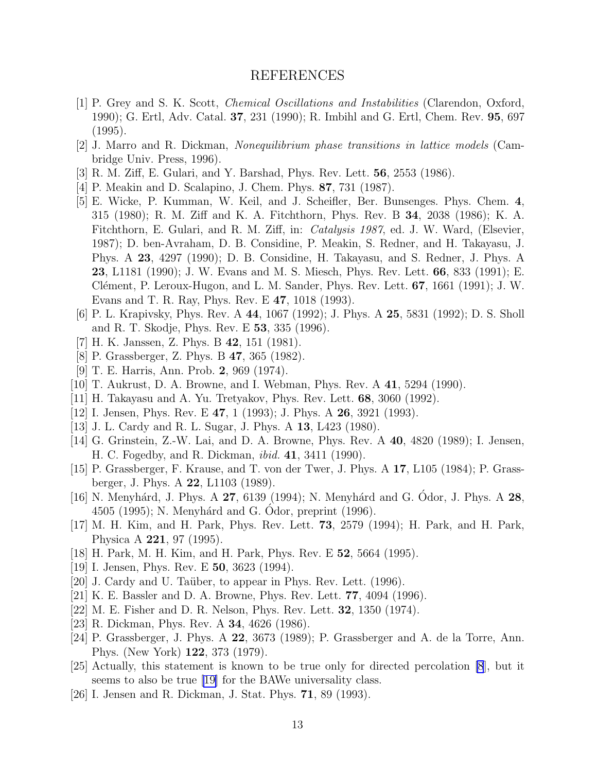# REFERENCES

[1] P. Grey and S. K. Scott, *Chemical Oscillations and Instabilities* (Clarendon, Oxford, 1990); G. Ertl, Adv. Catal. **37**, 231 (1990); R. Imbihl and G. Ertl, Chem. Rev. **95**, 697 (1995).

[2] J. Marro and R. Dickman, *Nonequilibrium phase transitions in lattice models* (Cambridge Univ. Press, 1996).

[3] R. M. Ziff, E. Gulari, and Y. Barshad, Phys. Rev. Lett. **56**, 2553 (1986).

[4] P. Meakin and D. Scalapino, J. Chem. Phys. **87**, 731 (1987).

[5] E. Wicke, P. Kumman, W. Keil, and J. Scheifler, Ber. Bunsenges. Phys. Chem. **4**, 315 (1980); R. M. Ziff and K. A. Fitchthorn, Phys. Rev. B **34**, 2038 (1986); K. A. Fitchthorn, E. Gulari, and R. M. Ziff, in: *Catalysis 1987*, ed. J. W. Ward, (Elsevier, 1987); D. ben-Avraham, D. B. Considine, P. Meakin, S. Redner, and H. Takayasu, J. Phys. A **23**, 4297 (1990); D. B. Considine, H. Takayasu, and S. Redner, J. Phys. A **23**, L1181 (1990); J. W. Evans and M. S. Miesch, Phys. Rev. Lett. **66**, 833 (1991); E. Clément, P. Leroux-Hugon, and L. M. Sander, Phys. Rev. Lett. **67**, 1661 (1991); J. W. Evans and T. R. Ray, Phys. Rev. E **47**, 1018 (1993).

[6] P. L. Krapivsky, Phys. Rev. A **44**, 1067 (1992); J. Phys. A **25**, 5831 (1992); D. S. Sholl and R. T. Skodje, Phys. Rev. E **53**, 335 (1996).

[7] H. K. Janssen, Z. Phys. B **42**, 151 (1981).

[8] P. Grassberger, Z. Phys. B **47**, 365 (1982).

[9] T. E. Harris, Ann. Prob. **2**, 969 (1974).

[10] T. Aukrust, D. A. Browne, and I. Webman, Phys. Rev. A **41**, 5294 (1990).

[11] H. Takayasu and A. Yu. Tretyakov, Phys. Rev. Lett. **68**, 3060 (1992).

[12] I. Jensen, Phys. Rev. E **47**, 1 (1993); J. Phys. A **26**, 3921 (1993).

[13] J. L. Cardy and R. L. Sugar, J. Phys. A **13**, L423 (1980).

[14] G. Grinstein, Z.-W. Lai, and D. A. Browne, Phys. Rev. A **40**, 4820 (1989); I. Jensen, H. C. Fogedby, and R. Dickman, *ibid.* **41**, 3411 (1990).

[15] P. Grassberger, F. Krause, and T. von der Twer, J. Phys. A **17**, L105 (1984); P. Grassberger, J. Phys. A **22**, L1103 (1989).

[16] N. Menyhárd, J. Phys. A **27**, 6139 (1994); N. Menyhárd and G. Ódor, J. Phys. A **28**, 4505 (1995); N. Menyhárd and G. Ódor, preprint (1996).

[17] M. H. Kim, and H. Park, Phys. Rev. Lett. **73**, 2579 (1994); H. Park, and H. Park, Physica A **221**, 97 (1995).

[18] H. Park, M. H. Kim, and H. Park, Phys. Rev. E **52**, 5664 (1995).

[19] I. Jensen, Phys. Rev. E **50**, 3623 (1994).

[20] J. Cardy and U. Taüber, to appear in Phys. Rev. Lett. (1996).

[21] K. E. Bassler and D. A. Browne, Phys. Rev. Lett. **77**, 4094 (1996).

[22] M. E. Fisher and D. R. Nelson, Phys. Rev. Lett. **32**, 1350 (1974).

[23] R. Dickman, Phys. Rev. A **34**, 4626 (1986).

[24] P. Grassberger, J. Phys. A **22**, 3673 (1989); P. Grassberger and A. de la Torre, Ann. Phys. (New York) **122**, 373 (1979).

[25] Actually, this statement is known to be true only for directed percolation [8], but it seems to also be true [19] for the BAWe universality class.

[26] I. Jensen and R. Dickman, J. Stat. Phys. **71**, 89 (1993).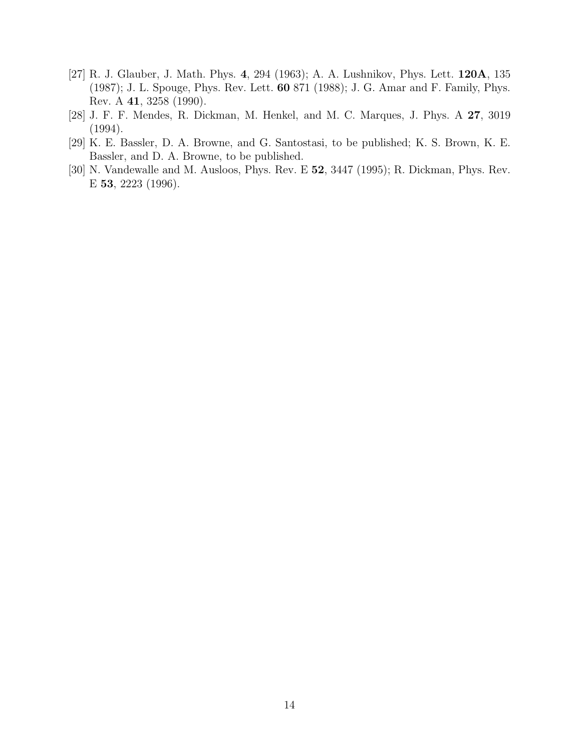[27] R. J. Glauber, J. Math. Phys. **4**, 294 (1963); A. A. Lushnikov, Phys. Lett. **120A**, 135 (1987); J. L. Spouge, Phys. Rev. Lett. **60** 871 (1988); J. G. Amar and F. Family, Phys. Rev. A **41**, 3258 (1990).

[28] J. F. F. Mendes, R. Dickman, M. Henkel, and M. C. Marques, J. Phys. A **27**, 3019 (1994).

[29] K. E. Bassler, D. A. Browne, and G. Santostasi, to be published; K. S. Brown, K. E. Bassler, and D. A. Browne, to be published.

[30] N. Vandewalle and M. Ausloos, Phys. Rev. E **52**, 3447 (1995); R. Dickman, Phys. Rev. E **53**, 2223 (1996).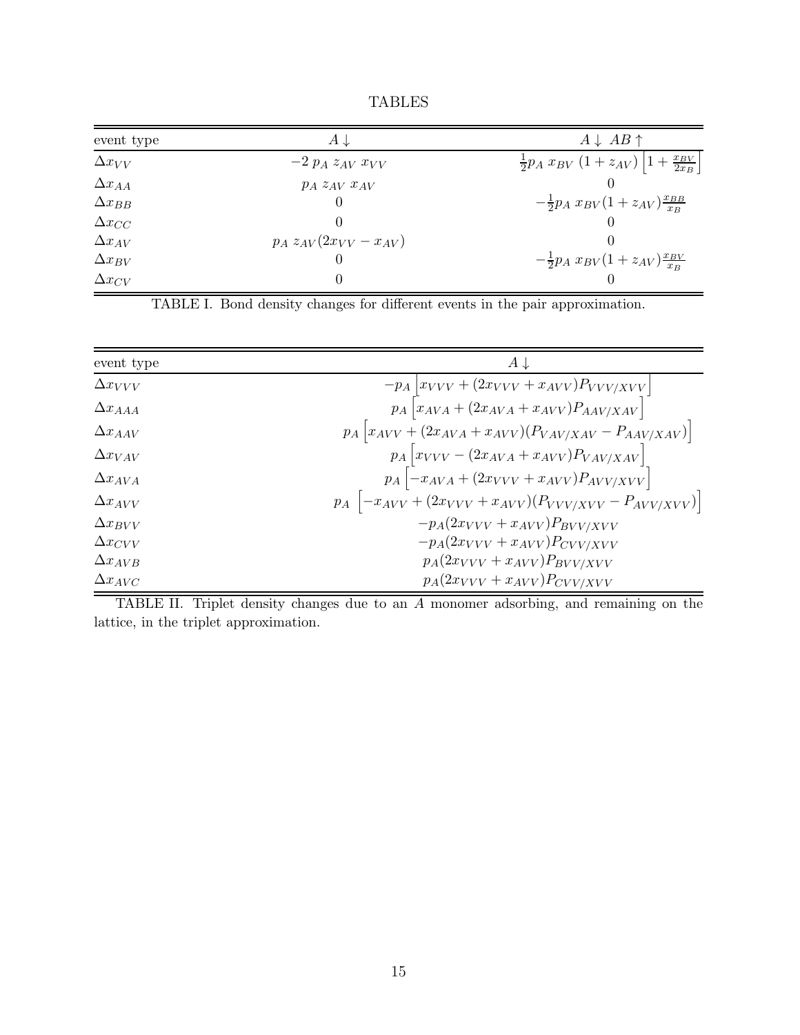# TABLES

| event type | $A\downarrow$ | $A\downarrow\ AB\uparrow$ |
|---|---|---|
| $\Delta x_{VV}$ | $-2\ p_A\ z_{AV}\ x_{VV}$ | $\frac{1}{2}p_A\ x_{BV}\ (1+z_{AV})\left[1+\frac{x_{BV}}{2x_B}\right]$ |
| $\Delta x_{AA}$ | $p_A\ z_{AV}\ x_{AV}$ | $0$ |
| $\Delta x_{BB}$ | $0$ | $-\frac{1}{2}p_A\ x_{BV}(1+z_{AV})\frac{x_{BB}}{x_B}$ |
| $\Delta x_{CC}$ | $0$ | $0$ |
| $\Delta x_{AV}$ | $p_A\ z_{AV}(2x_{VV}-x_{AV})$ | $0$ |
| $\Delta x_{BV}$ | $0$ | $-\frac{1}{2}p_A\ x_{BV}(1+z_{AV})\frac{x_{BV}}{x_B}$ |
| $\Delta x_{CV}$ | $0$ | $0$ |

TABLE I. Bond density changes for different events in the pair approximation.

| event type | $A\downarrow$ |
|---|---|
| $\Delta x_{VVV}$ | $-p_A\left[x_{VVV}+(2x_{VVV}+x_{AVV})P_{VVV/XVV}\right]$ |
| $\Delta x_{AAA}$ | $p_A\left[x_{AVA}+(2x_{AVA}+x_{AVV})P_{AAV/XAV}\right]$ |
| $\Delta x_{AAV}$ | $p_A\left[x_{AVV}+(2x_{AVA}+x_{AVV})(P_{VAV/XAV}-P_{AAV/XAV})\right]$ |
| $\Delta x_{VAV}$ | $p_A\left[x_{VVV}-(2x_{AVA}+x_{AVV})P_{VAV/XAV}\right]$ |
| $\Delta x_{AVA}$ | $p_A\left[-x_{AVA}+(2x_{VVV}+x_{AVV})P_{AVV/XVV}\right]$ |
| $\Delta x_{AVV}$ | $p_A\ \left[-x_{AVV}+(2x_{VVV}+x_{AVV})(P_{VVV/XVV}-P_{AVV/XVV})\right]$ |
| $\Delta x_{BVV}$ | $-p_A(2x_{VVV}+x_{AVV})P_{BVV/XVV}$ |
| $\Delta x_{CVV}$ | $-p_A(2x_{VVV}+x_{AVV})P_{CVV/XVV}$ |
| $\Delta x_{AVB}$ | $p_A(2x_{VVV}+x_{AVV})P_{BVV/XVV}$ |
| $\Delta x_{AVC}$ | $p_A(2x_{VVV}+x_{AVV})P_{CVV/XVV}$ |

TABLE II. Triplet density changes due to an $A$ monomer adsorbing, and remaining on the lattice, in the triplet approximation.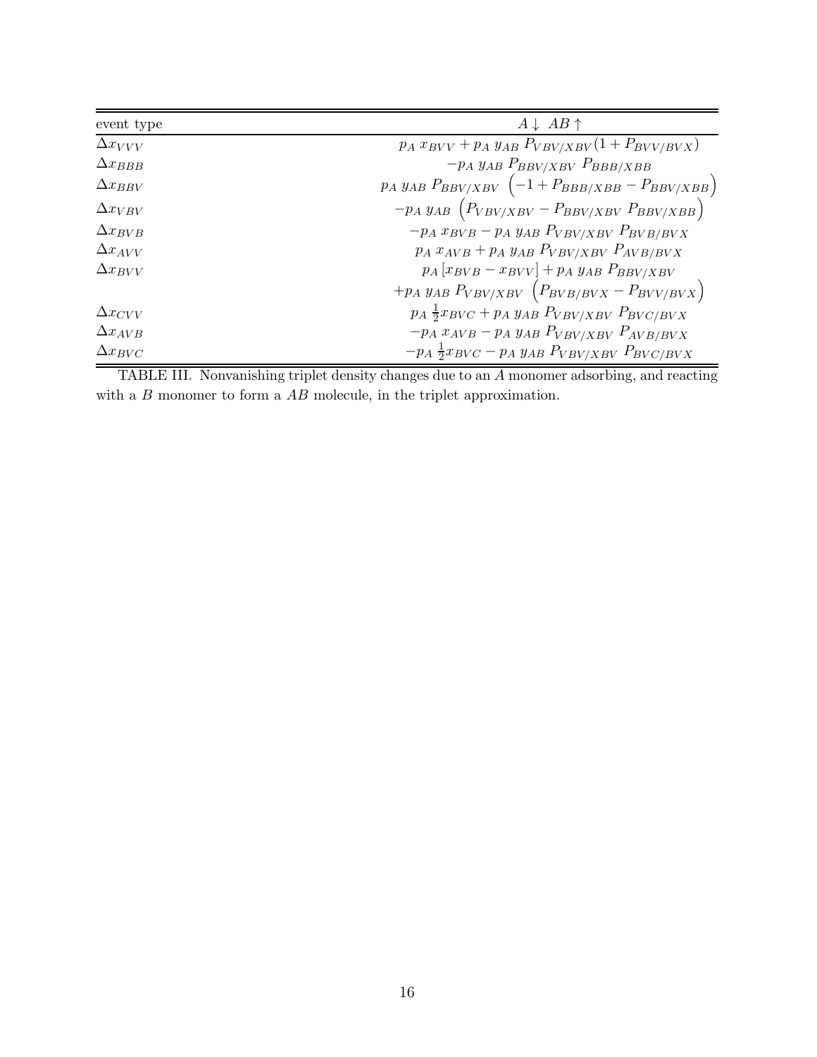| event type | $A\downarrow\ AB\uparrow$ |
|---|---|
| $\Delta x_{VVV}$ | $p_A\ x_{BVV} + p_A\ y_{AB}\ P_{VBV/XBV}(1 + P_{BVV/BVX})$ |
| $\Delta x_{BBB}$ | $-p_A\ y_{AB}\ P_{BBV/XBV}\ P_{BBB/XBB}$ |
| $\Delta x_{BBV}$ | $p_A\ y_{AB}\ P_{BBV/XBV}\ \left(-1 + P_{BBB/XBB} - P_{BBV/XBB}\right)$ |
| $\Delta x_{VBV}$ | $-p_A\ y_{AB}\ \left(P_{VBV/XBV} - P_{BBV/XBV}\ P_{BBV/XBB}\right)$ |
| $\Delta x_{BVB}$ | $-p_A\ x_{BVB} - p_A\ y_{AB}\ P_{VBV/XBV}\ P_{BVB/BVX}$ |
| $\Delta x_{AVV}$ | $p_A\ x_{AVB} + p_A\ y_{AB}\ P_{VBV/XBV}\ P_{AVB/BVX}$ |
| $\Delta x_{BVV}$ | $p_A\left[x_{BVB} - x_{BVV}\right] + p_A\ y_{AB}\ P_{BBV/XBV}$ $+p_A\ y_{AB}\ P_{VBV/XBV}\ \left(P_{BVB/BVX} - P_{BVV/BVX}\right)$ |
| $\Delta x_{CVV}$ | $p_A\ \frac{1}{2}x_{BVC} + p_A\ y_{AB}\ P_{VBV/XBV}\ P_{BVC/BVX}$ |
| $\Delta x_{AVB}$ | $-p_A\ x_{AVB} - p_A\ y_{AB}\ P_{VBV/XBV}\ P_{AVB/BVX}$ |
| $\Delta x_{BVC}$ | $-p_A\ \frac{1}{2}x_{BVC} - p_A\ y_{AB}\ P_{VBV/XBV}\ P_{BVC/BVX}$ |

TABLE III. Nonvanishing triplet density changes due to an $A$ monomer adsorbing, and reacting with a $B$ monomer to form a $AB$ molecule, in the triplet approximation.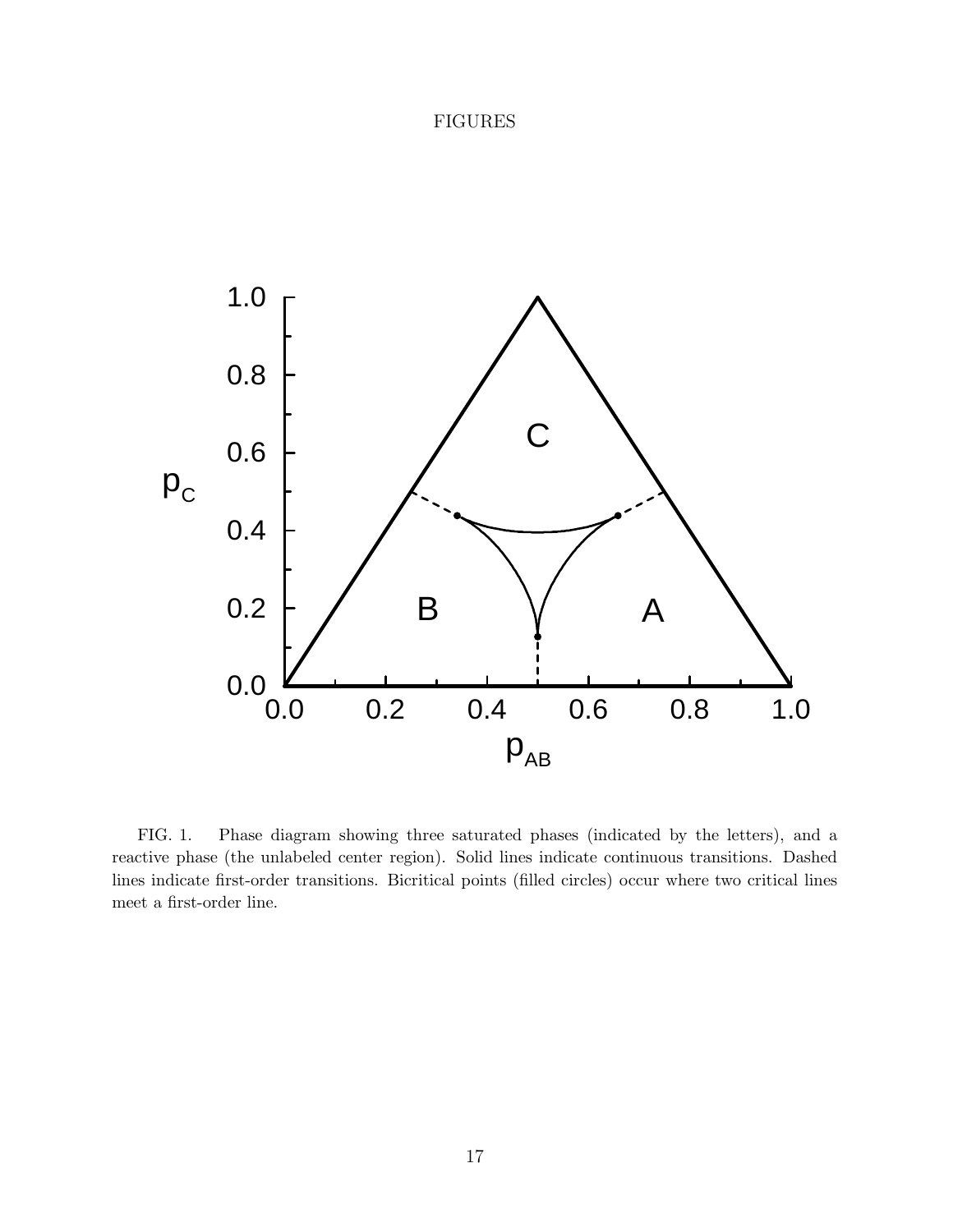# FIGURES

FIG. 1. Phase diagram showing three saturated phases (indicated by the letters), and a reactive phase (the unlabeled center region). Solid lines indicate continuous transitions. Dashed lines indicate first-order transitions. Bicritical points (filled circles) occur where two critical lines meet a first-order line.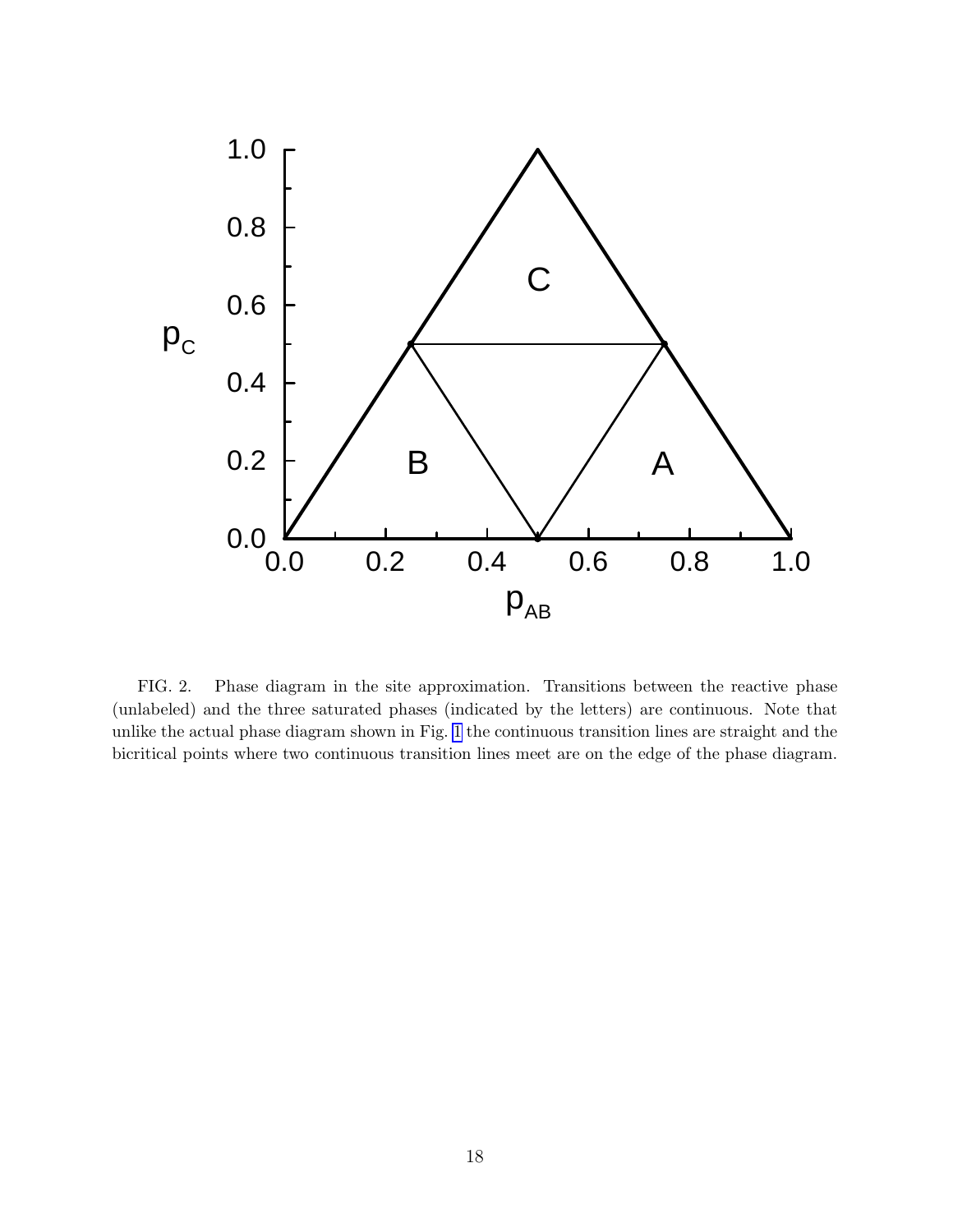FIG. 2. Phase diagram in the site approximation. Transitions between the reactive phase (unlabeled) and the three saturated phases (indicated by the letters) are continuous. Note that unlike the actual phase diagram shown in Fig. 1 the continuous transition lines are straight and the bicritical points where two continuous transition lines meet are on the edge of the phase diagram.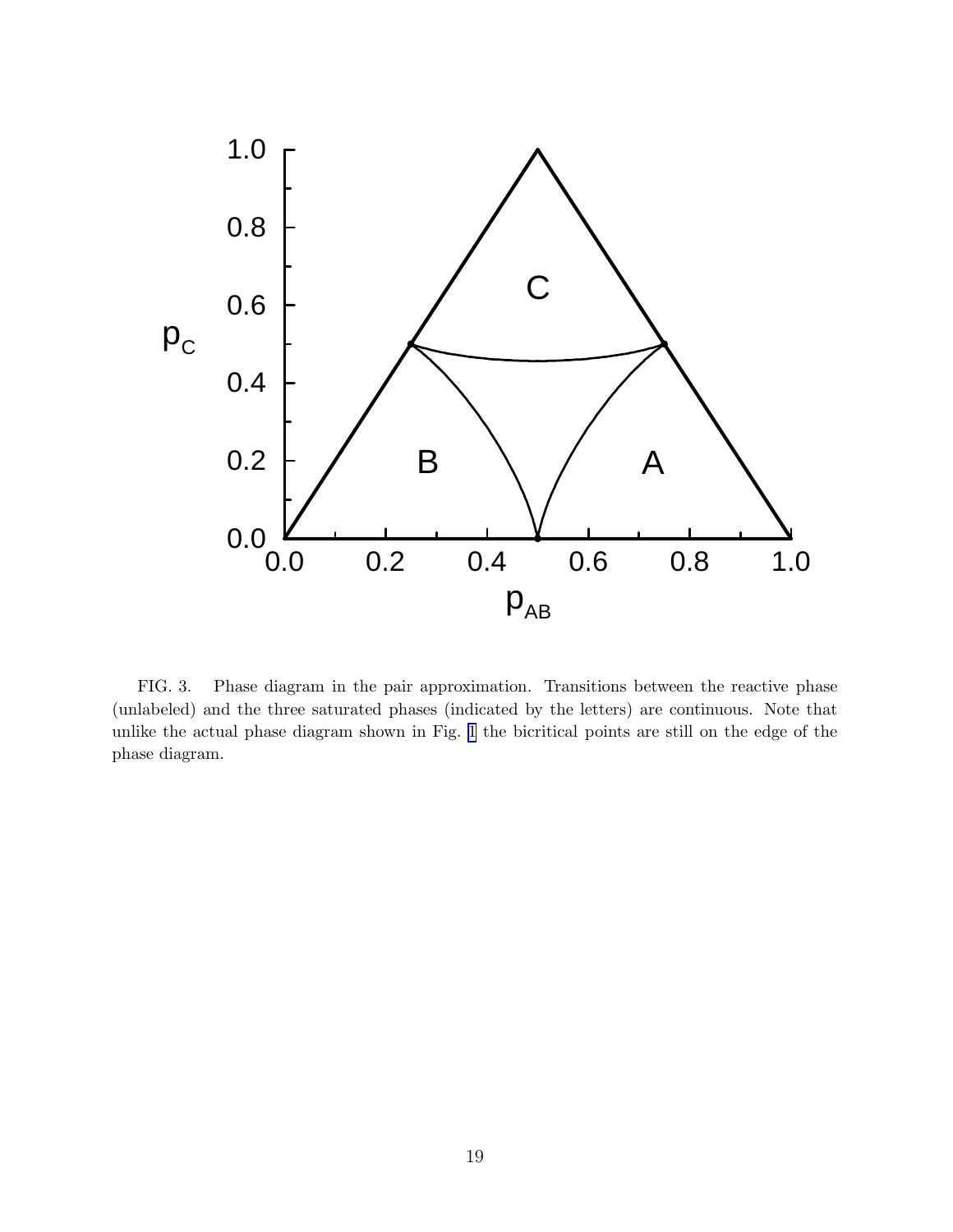FIG. 3. Phase diagram in the pair approximation. Transitions between the reactive phase (unlabeled) and the three saturated phases (indicated by the letters) are continuous. Note that unlike the actual phase diagram shown in Fig. 1 the bicritical points are still on the edge of the phase diagram.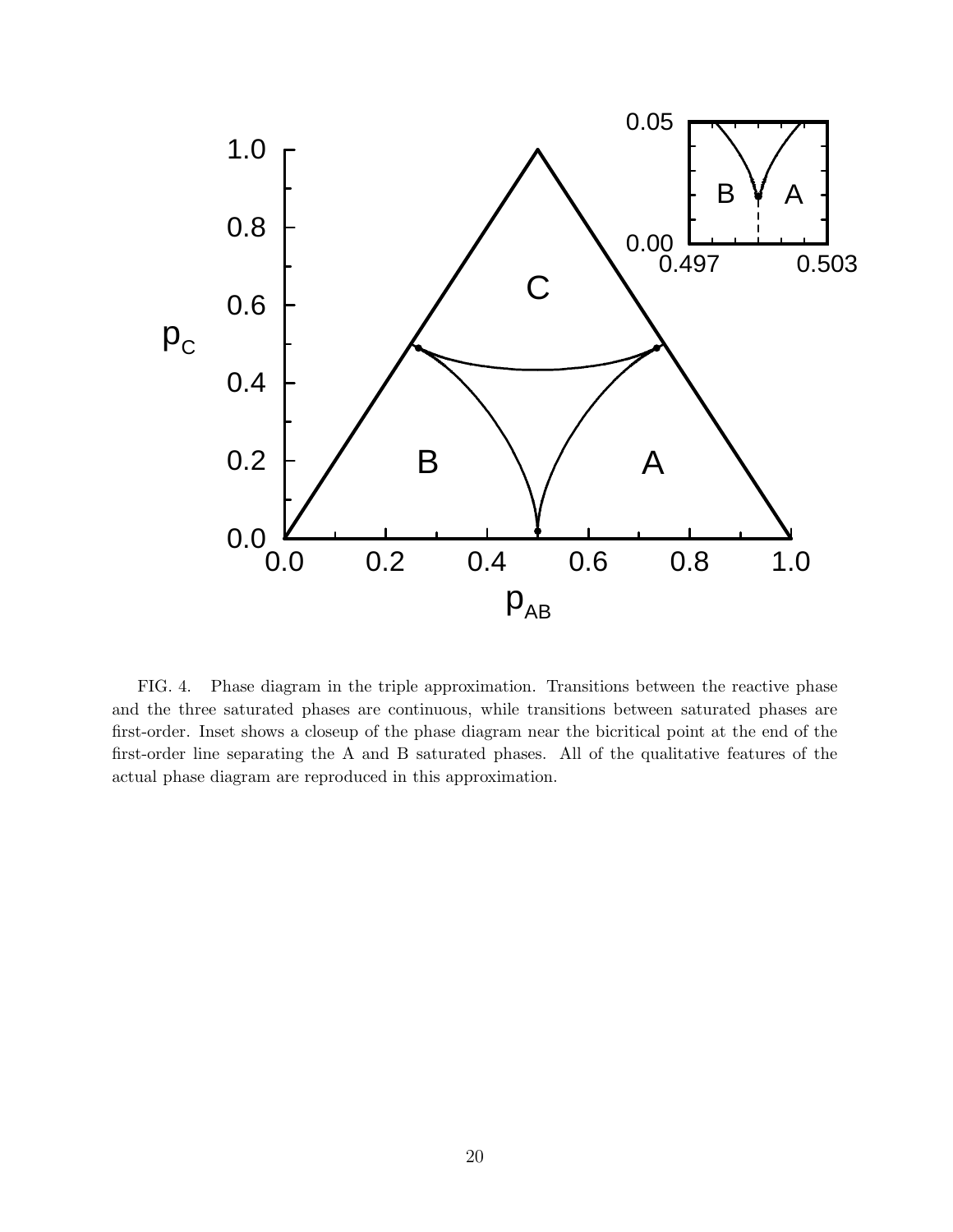FIG. 4. Phase diagram in the triple approximation. Transitions between the reactive phase and the three saturated phases are continuous, while transitions between saturated phases are first-order. Inset shows a closeup of the phase diagram near the bicritical point at the end of the first-order line separating the A and B saturated phases. All of the qualitative features of the actual phase diagram are reproduced in this approximation.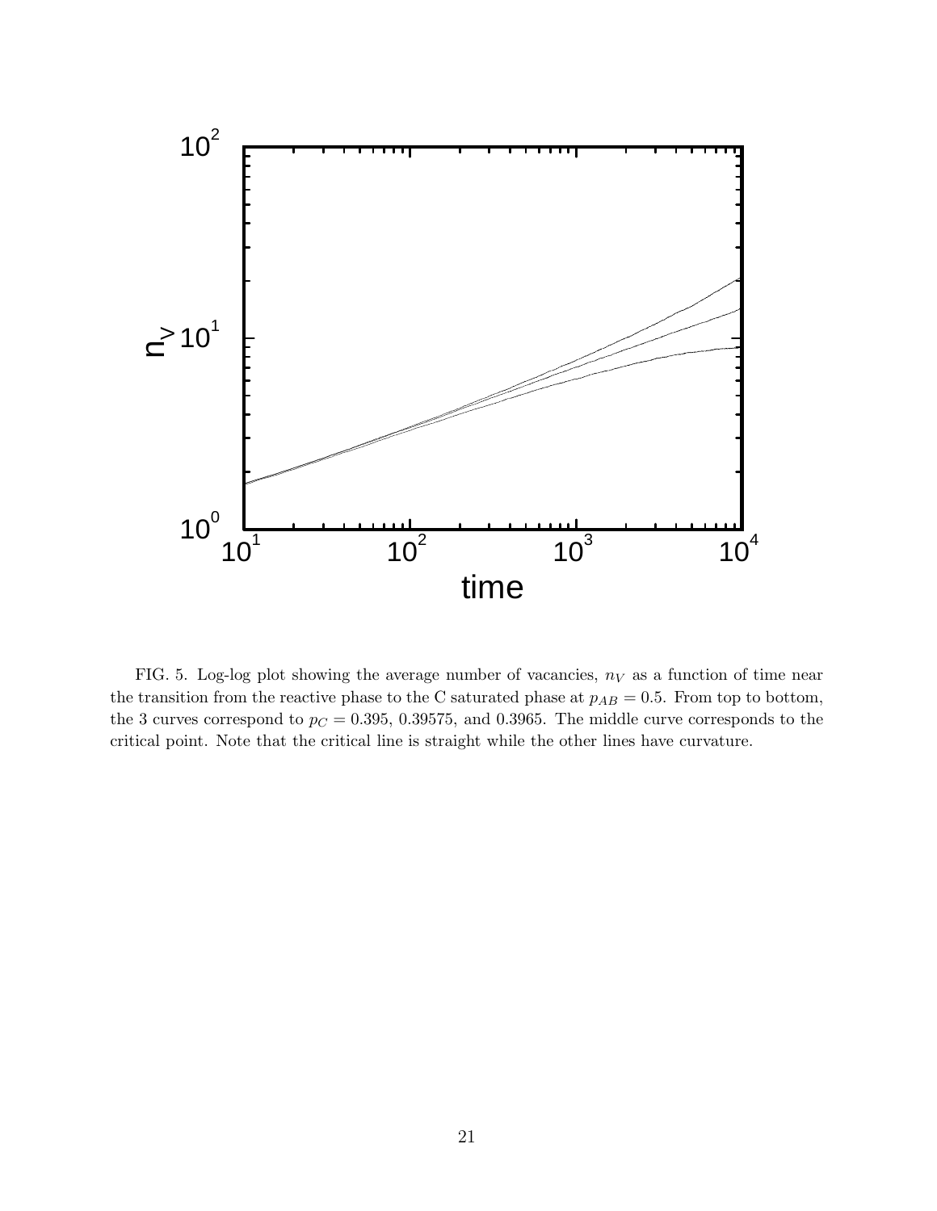FIG. 5. Log-log plot showing the average number of vacancies, $n_V$ as a function of time near the transition from the reactive phase to the C saturated phase at $p_{AB} = 0.5$. From top to bottom, the 3 curves correspond to $p_C = 0.395$, $0.39575$, and $0.3965$. The middle curve corresponds to the critical point. Note that the critical line is straight while the other lines have curvature.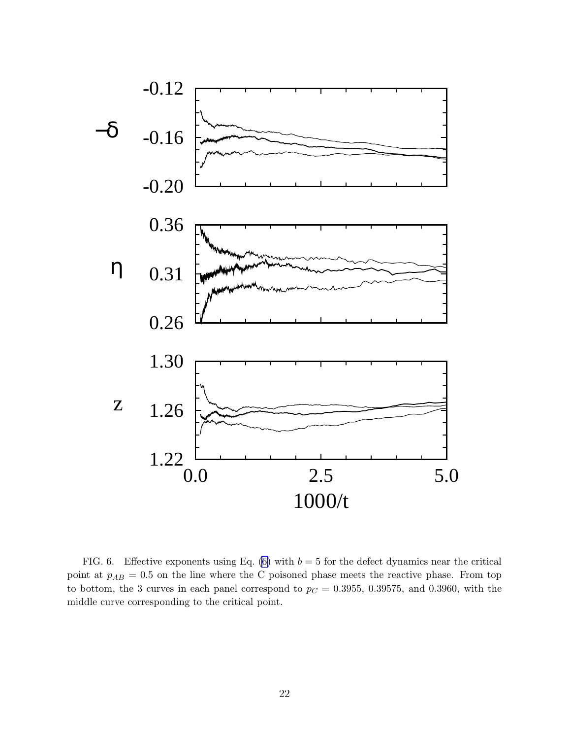FIG. 6. Effective exponents using Eq. (6) with $b = 5$ for the defect dynamics near the critical point at $p_{AB} = 0.5$ on the line where the C poisoned phase meets the reactive phase. From top to bottom, the 3 curves in each panel correspond to $p_C = 0.3955$, $0.39575$, and $0.3960$, with the middle curve corresponding to the critical point.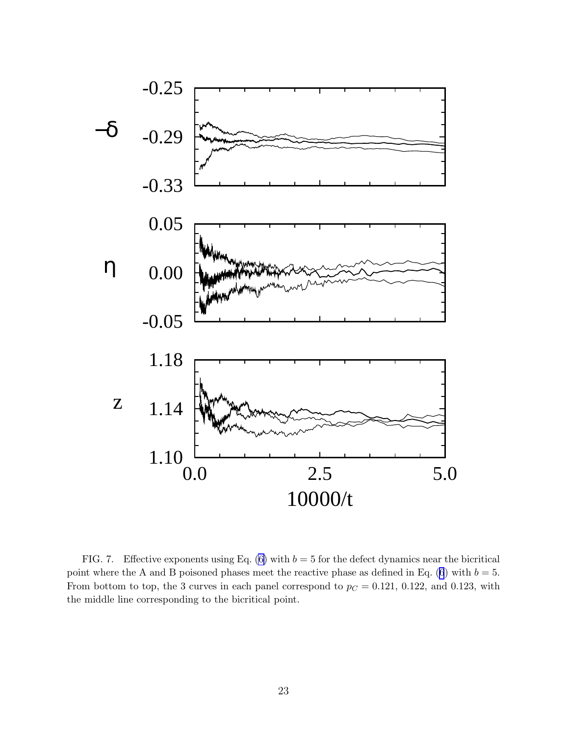FIG. 7. Effective exponents using Eq. (6) with $b = 5$ for the defect dynamics near the bicritical point where the A and B poisoned phases meet the reactive phase as defined in Eq. (6) with $b = 5$. From bottom to top, the 3 curves in each panel correspond to $p_C = 0.121$, 0.122, and 0.123, with the middle line corresponding to the bicritical point.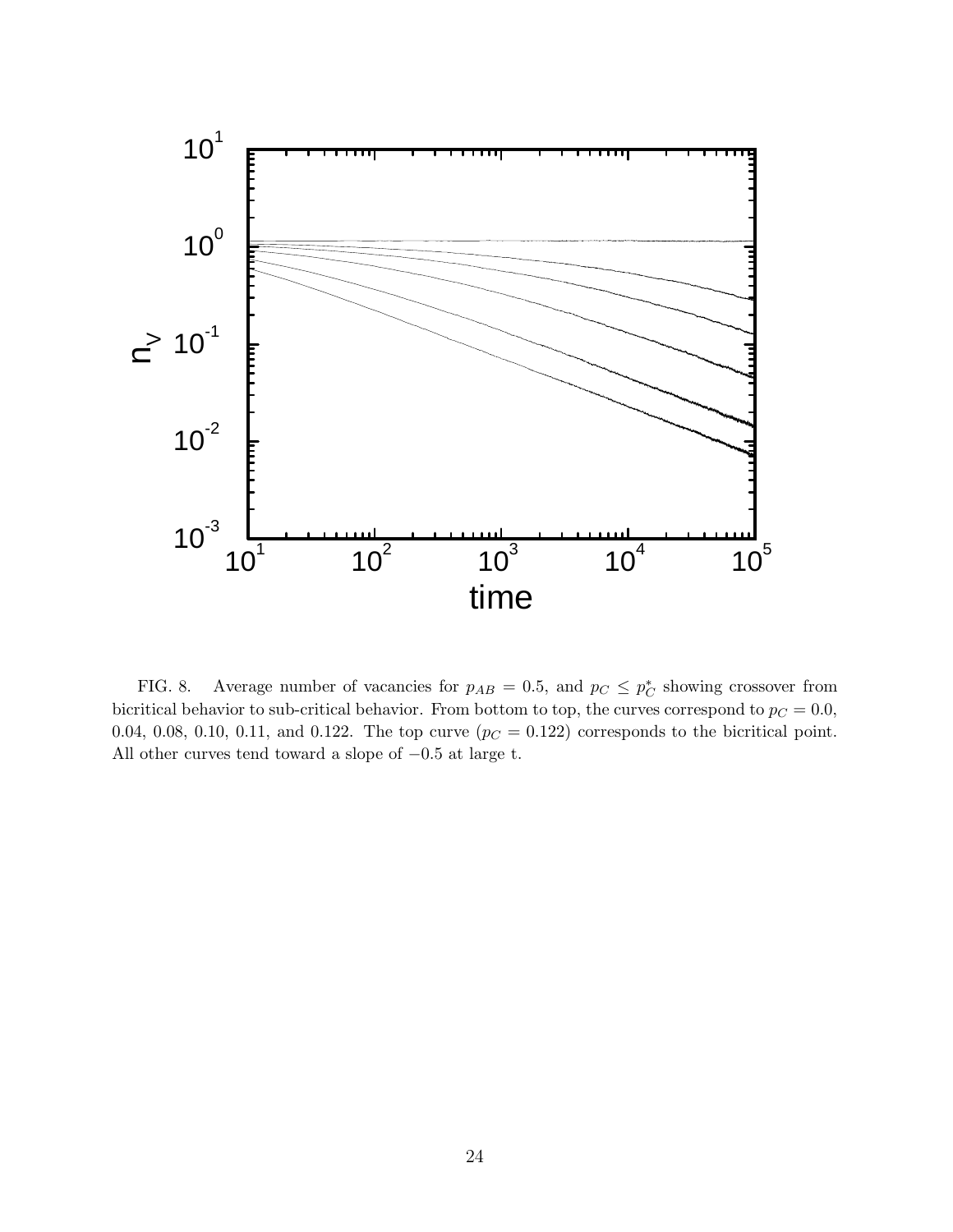FIG. 8. Average number of vacancies for $p_{AB} = 0.5$, and $p_C \leq p_C^*$ showing crossover from bicritical behavior to sub-critical behavior. From bottom to top, the curves correspond to $p_C = 0.0$, 0.04, 0.08, 0.10, 0.11, and 0.122. The top curve ($p_C = 0.122$) corresponds to the bicritical point. All other curves tend toward a slope of $-0.5$ at large t.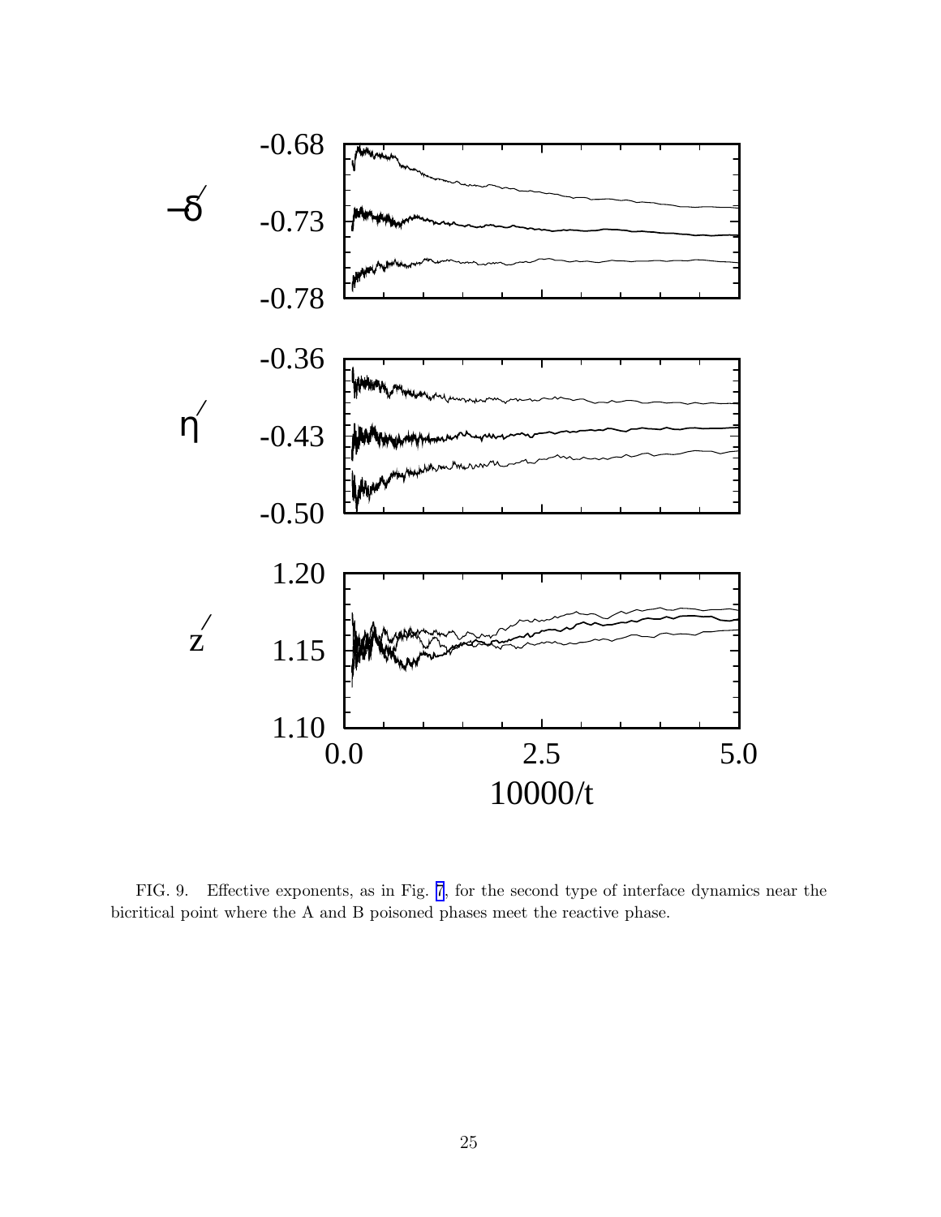FIG. 9. Effective exponents, as in Fig. 7, for the second type of interface dynamics near the bicritical point where the A and B poisoned phases meet the reactive phase.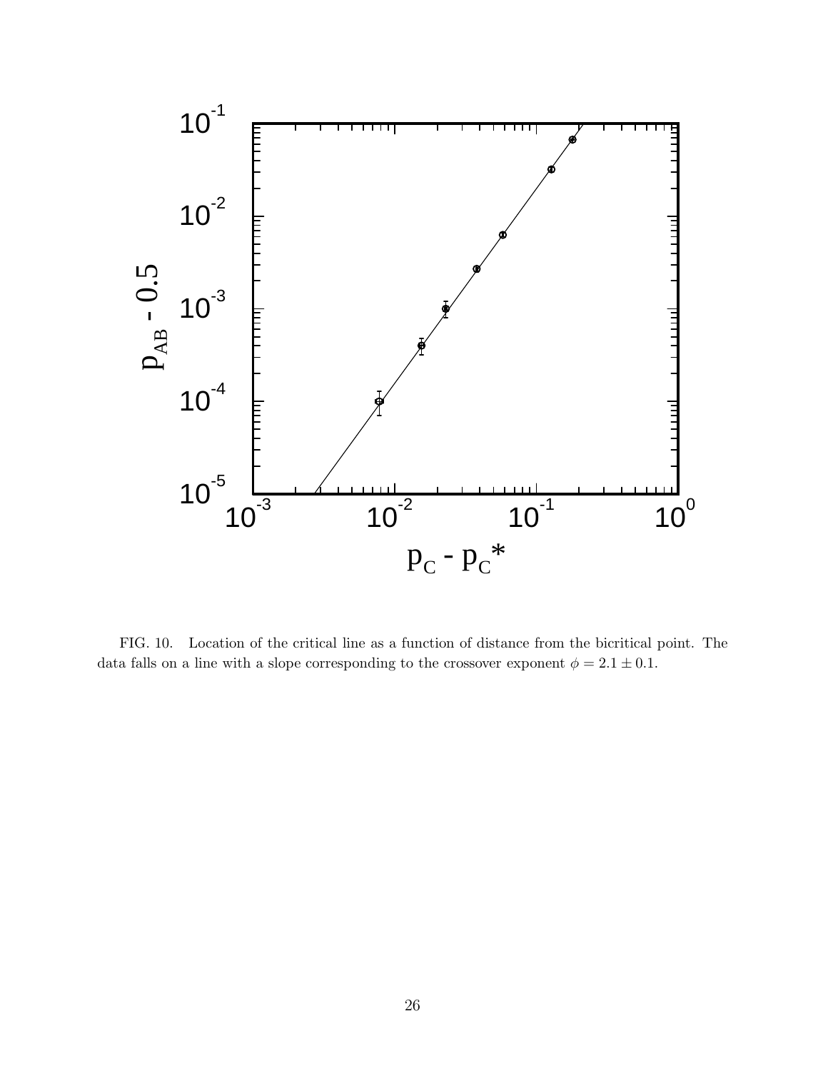$10^{-1}$

$10^{-2}$

$10^{-3}$

$10^{-4}$

$10^{-5}$

$p_{AB} - 0.5$

$10^{-3}$ $10^{-2}$ $10^{-1}$ $10^{0}$

$p_C - p_C$*

FIG. 10. Location of the critical line as a function of distance from the bicritical point. The data falls on a line with a slope corresponding to the crossover exponent $\phi = 2.1 \pm 0.1$.